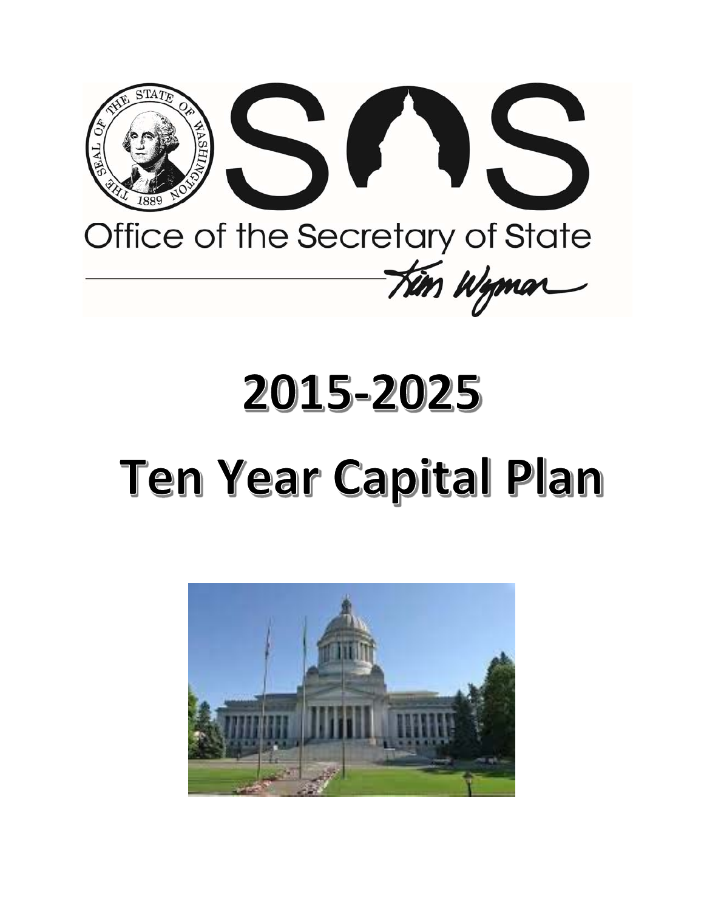Office of the Secretary of State

Kim Wyman

# 2015-2025

# Ten Year Capital Plan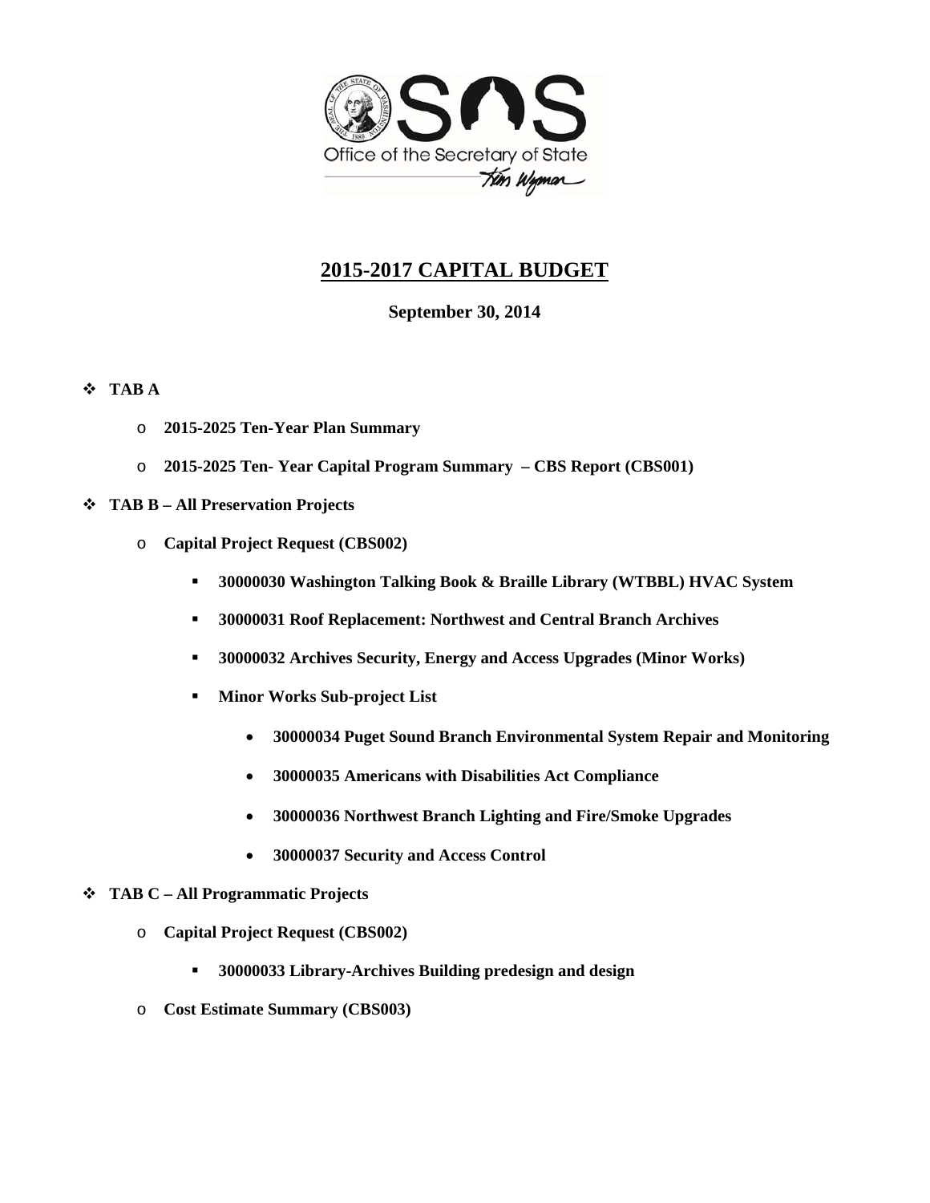Office of the Secretary of State

Kim Wyman

# 2015-2017 CAPITAL BUDGET

**September 30, 2014**

- **TAB A**
  - **2015-2025 Ten-Year Plan Summary**
  - **2015-2025 Ten- Year Capital Program Summary – CBS Report (CBS001)**
- **TAB B – All Preservation Projects**
  - **Capital Project Request (CBS002)**
    - **30000030 Washington Talking Book & Braille Library (WTBBL) HVAC System**
    - **30000031 Roof Replacement: Northwest and Central Branch Archives**
    - **30000032 Archives Security, Energy and Access Upgrades (Minor Works)**
    - **Minor Works Sub-project List**
      - **30000034 Puget Sound Branch Environmental System Repair and Monitoring**
      - **30000035 Americans with Disabilities Act Compliance**
      - **30000036 Northwest Branch Lighting and Fire/Smoke Upgrades**
      - **30000037 Security and Access Control**
- **TAB C – All Programmatic Projects**
  - **Capital Project Request (CBS002)**
    - **30000033 Library-Archives Building predesign and design**
  - **Cost Estimate Summary (CBS003)**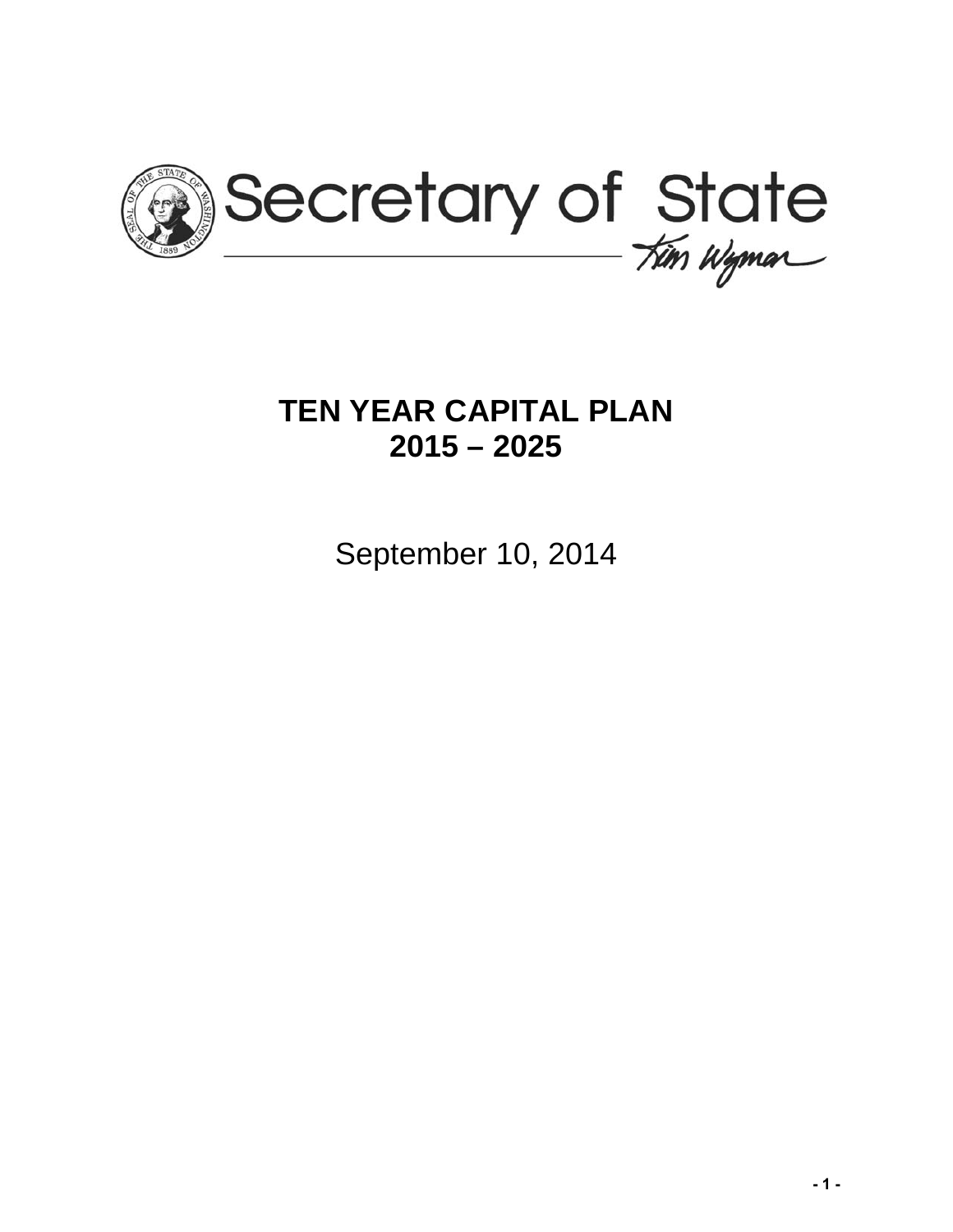Secretary of State

Kim Wyman

# TEN YEAR CAPITAL PLAN
# 2015 – 2025

September 10, 2014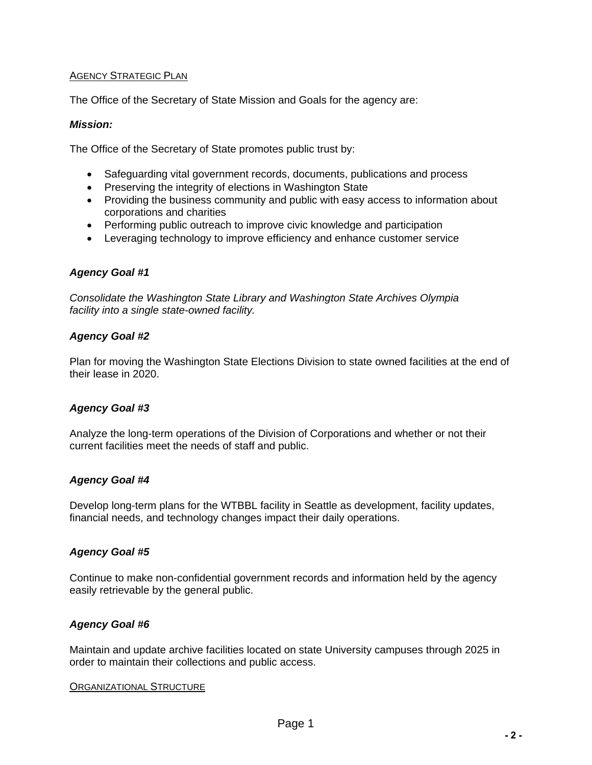## Agency Strategic Plan

The Office of the Secretary of State Mission and Goals for the agency are:

***Mission:***

The Office of the Secretary of State promotes public trust by:

- Safeguarding vital government records, documents, publications and process
- Preserving the integrity of elections in Washington State
- Providing the business community and public with easy access to information about corporations and charities
- Performing public outreach to improve civic knowledge and participation
- Leveraging technology to improve efficiency and enhance customer service

### *Agency Goal #1*

*Consolidate the Washington State Library and Washington State Archives Olympia facility into a single state-owned facility.*

### *Agency Goal #2*

Plan for moving the Washington State Elections Division to state owned facilities at the end of their lease in 2020.

### *Agency Goal #3*

Analyze the long-term operations of the Division of Corporations and whether or not their current facilities meet the needs of staff and public.

### *Agency Goal #4*

Develop long-term plans for the WTBBL facility in Seattle as development, facility updates, financial needs, and technology changes impact their daily operations.

### *Agency Goal #5*

Continue to make non-confidential government records and information held by the agency easily retrievable by the general public.

### *Agency Goal #6*

Maintain and update archive facilities located on state University campuses through 2025 in order to maintain their collections and public access.

## Organizational Structure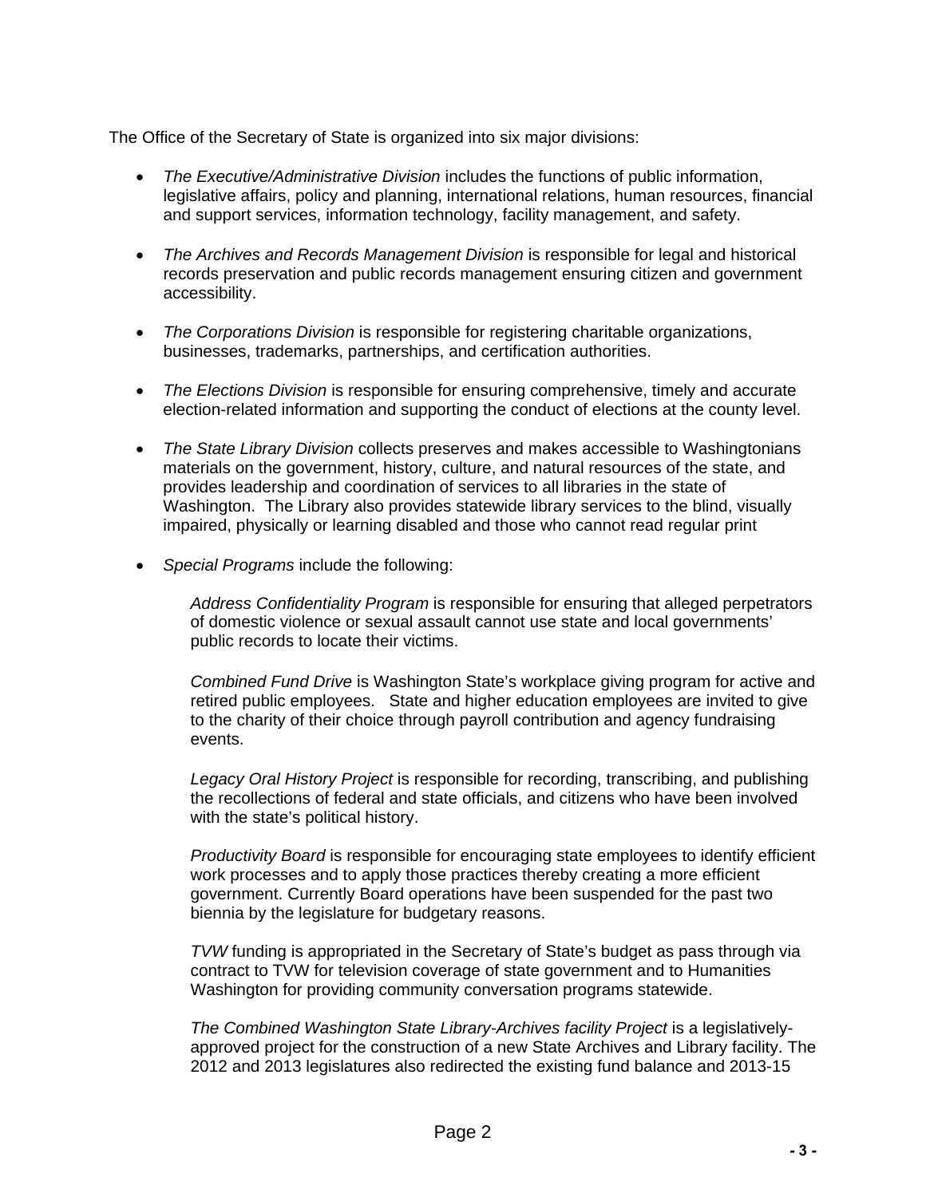The Office of the Secretary of State is organized into six major divisions:

- *The Executive/Administrative Division* includes the functions of public information, legislative affairs, policy and planning, international relations, human resources, financial and support services, information technology, facility management, and safety.

- *The Archives and Records Management Division* is responsible for legal and historical records preservation and public records management ensuring citizen and government accessibility.

- *The Corporations Division* is responsible for registering charitable organizations, businesses, trademarks, partnerships, and certification authorities.

- *The Elections Division* is responsible for ensuring comprehensive, timely and accurate election-related information and supporting the conduct of elections at the county level.

- *The State Library Division* collects preserves and makes accessible to Washingtonians materials on the government, history, culture, and natural resources of the state, and provides leadership and coordination of services to all libraries in the state of Washington. The Library also provides statewide library services to the blind, visually impaired, physically or learning disabled and those who cannot read regular print

- *Special Programs* include the following:

  *Address Confidentiality Program* is responsible for ensuring that alleged perpetrators of domestic violence or sexual assault cannot use state and local governments' public records to locate their victims.

  *Combined Fund Drive* is Washington State's workplace giving program for active and retired public employees. State and higher education employees are invited to give to the charity of their choice through payroll contribution and agency fundraising events.

  *Legacy Oral History Project* is responsible for recording, transcribing, and publishing the recollections of federal and state officials, and citizens who have been involved with the state's political history.

  *Productivity Board* is responsible for encouraging state employees to identify efficient work processes and to apply those practices thereby creating a more efficient government. Currently Board operations have been suspended for the past two biennia by the legislature for budgetary reasons.

  *TVW* funding is appropriated in the Secretary of State's budget as pass through via contract to TVW for television coverage of state government and to Humanities Washington for providing community conversation programs statewide.

  *The Combined Washington State Library-Archives facility Project* is a legislatively-approved project for the construction of a new State Archives and Library facility. The 2012 and 2013 legislatures also redirected the existing fund balance and 2013-15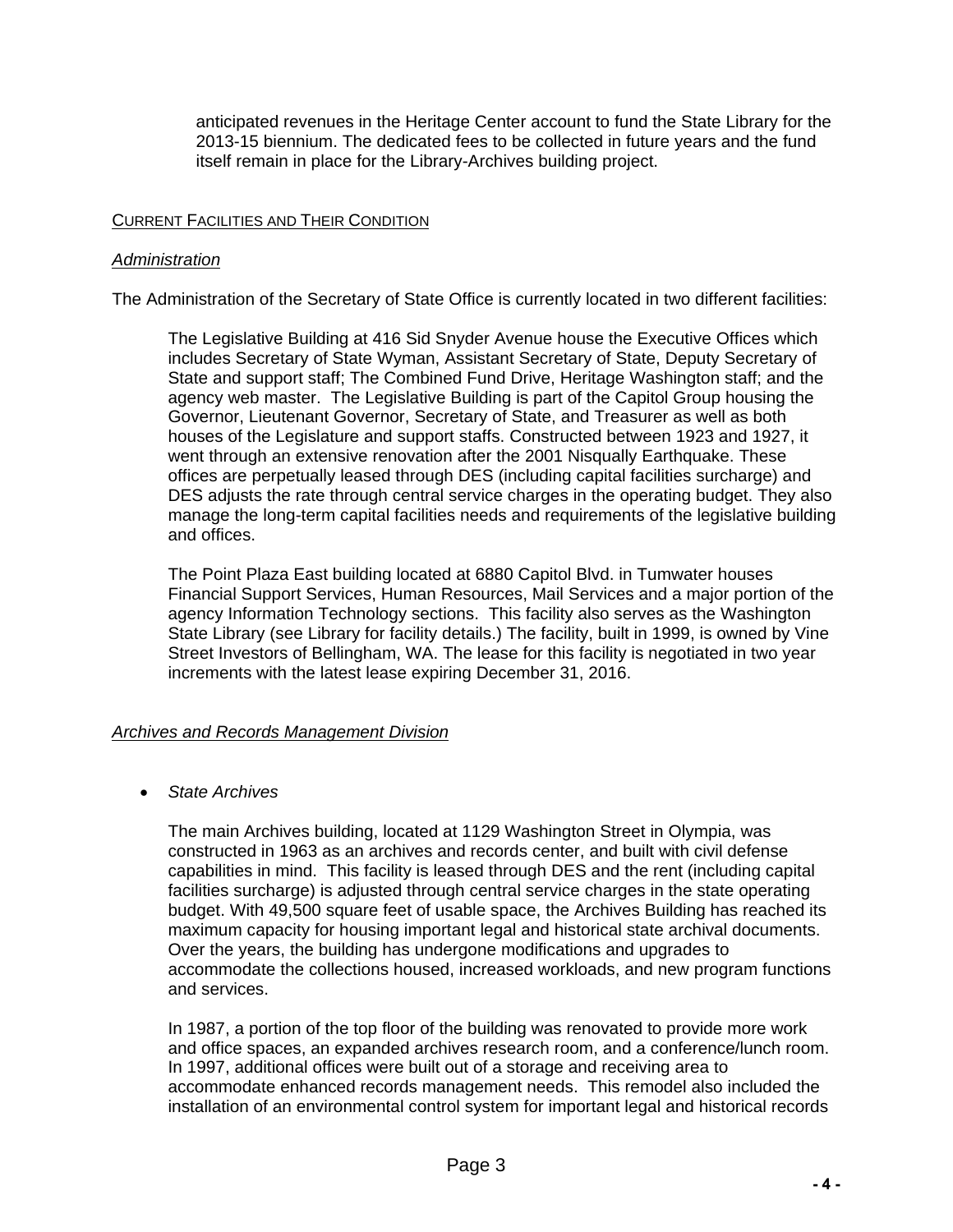anticipated revenues in the Heritage Center account to fund the State Library for the 2013-15 biennium. The dedicated fees to be collected in future years and the fund itself remain in place for the Library-Archives building project.

## CURRENT FACILITIES AND THEIR CONDITION

### *Administration*

The Administration of the Secretary of State Office is currently located in two different facilities:

The Legislative Building at 416 Sid Snyder Avenue house the Executive Offices which includes Secretary of State Wyman, Assistant Secretary of State, Deputy Secretary of State and support staff; The Combined Fund Drive, Heritage Washington staff; and the agency web master. The Legislative Building is part of the Capitol Group housing the Governor, Lieutenant Governor, Secretary of State, and Treasurer as well as both houses of the Legislature and support staffs. Constructed between 1923 and 1927, it went through an extensive renovation after the 2001 Nisqually Earthquake. These offices are perpetually leased through DES (including capital facilities surcharge) and DES adjusts the rate through central service charges in the operating budget. They also manage the long-term capital facilities needs and requirements of the legislative building and offices.

The Point Plaza East building located at 6880 Capitol Blvd. in Tumwater houses Financial Support Services, Human Resources, Mail Services and a major portion of the agency Information Technology sections. This facility also serves as the Washington State Library (see Library for facility details.) The facility, built in 1999, is owned by Vine Street Investors of Bellingham, WA. The lease for this facility is negotiated in two year increments with the latest lease expiring December 31, 2016.

### *Archives and Records Management Division*

- *State Archives*

  The main Archives building, located at 1129 Washington Street in Olympia, was constructed in 1963 as an archives and records center, and built with civil defense capabilities in mind. This facility is leased through DES and the rent (including capital facilities surcharge) is adjusted through central service charges in the state operating budget. With 49,500 square feet of usable space, the Archives Building has reached its maximum capacity for housing important legal and historical state archival documents. Over the years, the building has undergone modifications and upgrades to accommodate the collections housed, increased workloads, and new program functions and services.

  In 1987, a portion of the top floor of the building was renovated to provide more work and office spaces, an expanded archives research room, and a conference/lunch room. In 1997, additional offices were built out of a storage and receiving area to accommodate enhanced records management needs. This remodel also included the installation of an environmental control system for important legal and historical records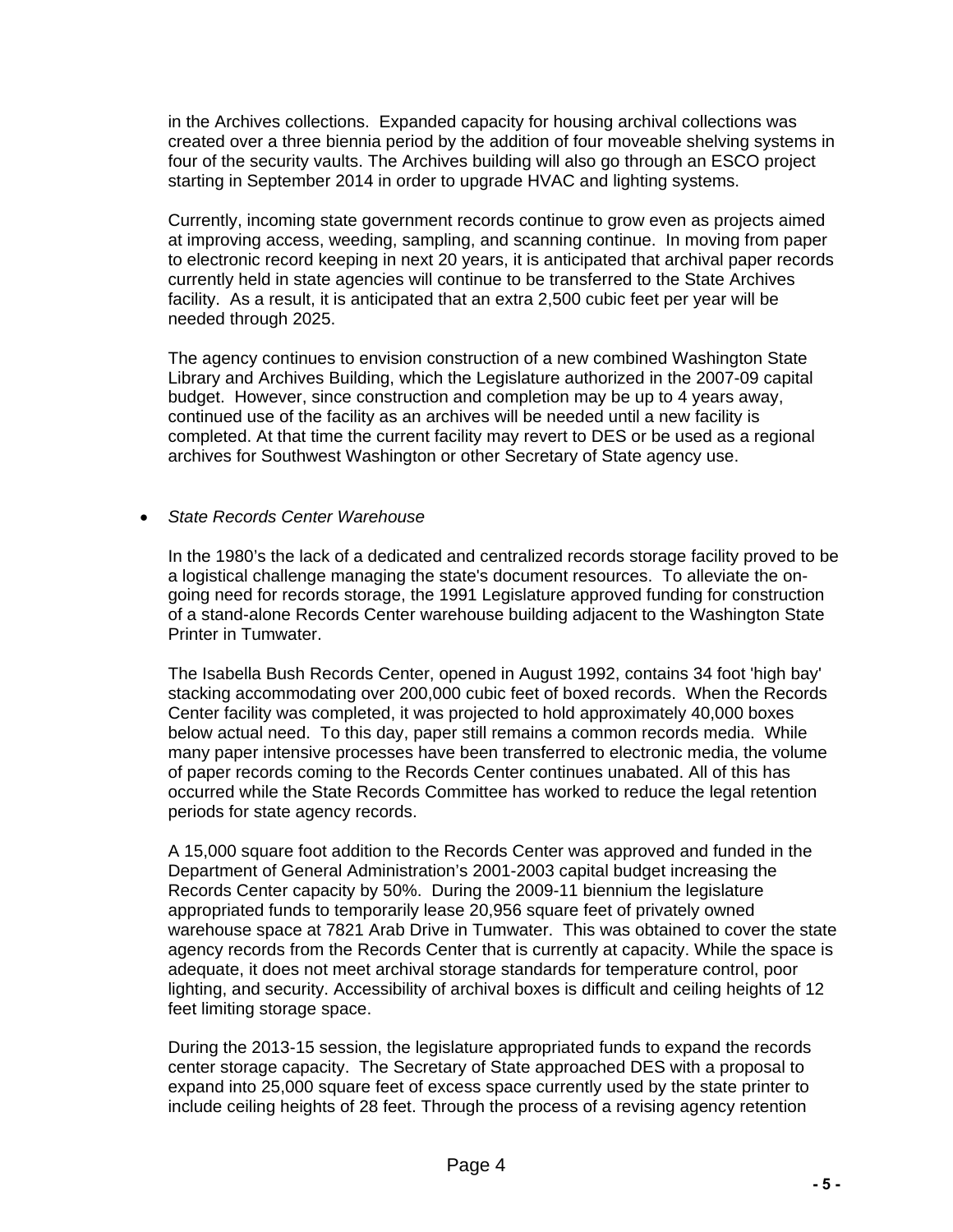in the Archives collections. Expanded capacity for housing archival collections was created over a three biennia period by the addition of four moveable shelving systems in four of the security vaults. The Archives building will also go through an ESCO project starting in September 2014 in order to upgrade HVAC and lighting systems.

Currently, incoming state government records continue to grow even as projects aimed at improving access, weeding, sampling, and scanning continue. In moving from paper to electronic record keeping in next 20 years, it is anticipated that archival paper records currently held in state agencies will continue to be transferred to the State Archives facility. As a result, it is anticipated that an extra 2,500 cubic feet per year will be needed through 2025.

The agency continues to envision construction of a new combined Washington State Library and Archives Building, which the Legislature authorized in the 2007-09 capital budget. However, since construction and completion may be up to 4 years away, continued use of the facility as an archives will be needed until a new facility is completed. At that time the current facility may revert to DES or be used as a regional archives for Southwest Washington or other Secretary of State agency use.

- *State Records Center Warehouse*

  In the 1980's the lack of a dedicated and centralized records storage facility proved to be a logistical challenge managing the state's document resources. To alleviate the on-going need for records storage, the 1991 Legislature approved funding for construction of a stand-alone Records Center warehouse building adjacent to the Washington State Printer in Tumwater.

  The Isabella Bush Records Center, opened in August 1992, contains 34 foot 'high bay' stacking accommodating over 200,000 cubic feet of boxed records. When the Records Center facility was completed, it was projected to hold approximately 40,000 boxes below actual need. To this day, paper still remains a common records media. While many paper intensive processes have been transferred to electronic media, the volume of paper records coming to the Records Center continues unabated. All of this has occurred while the State Records Committee has worked to reduce the legal retention periods for state agency records.

  A 15,000 square foot addition to the Records Center was approved and funded in the Department of General Administration's 2001-2003 capital budget increasing the Records Center capacity by 50%. During the 2009-11 biennium the legislature appropriated funds to temporarily lease 20,956 square feet of privately owned warehouse space at 7821 Arab Drive in Tumwater. This was obtained to cover the state agency records from the Records Center that is currently at capacity. While the space is adequate, it does not meet archival storage standards for temperature control, poor lighting, and security. Accessibility of archival boxes is difficult and ceiling heights of 12 feet limiting storage space.

  During the 2013-15 session, the legislature appropriated funds to expand the records center storage capacity. The Secretary of State approached DES with a proposal to expand into 25,000 square feet of excess space currently used by the state printer to include ceiling heights of 28 feet. Through the process of a revising agency retention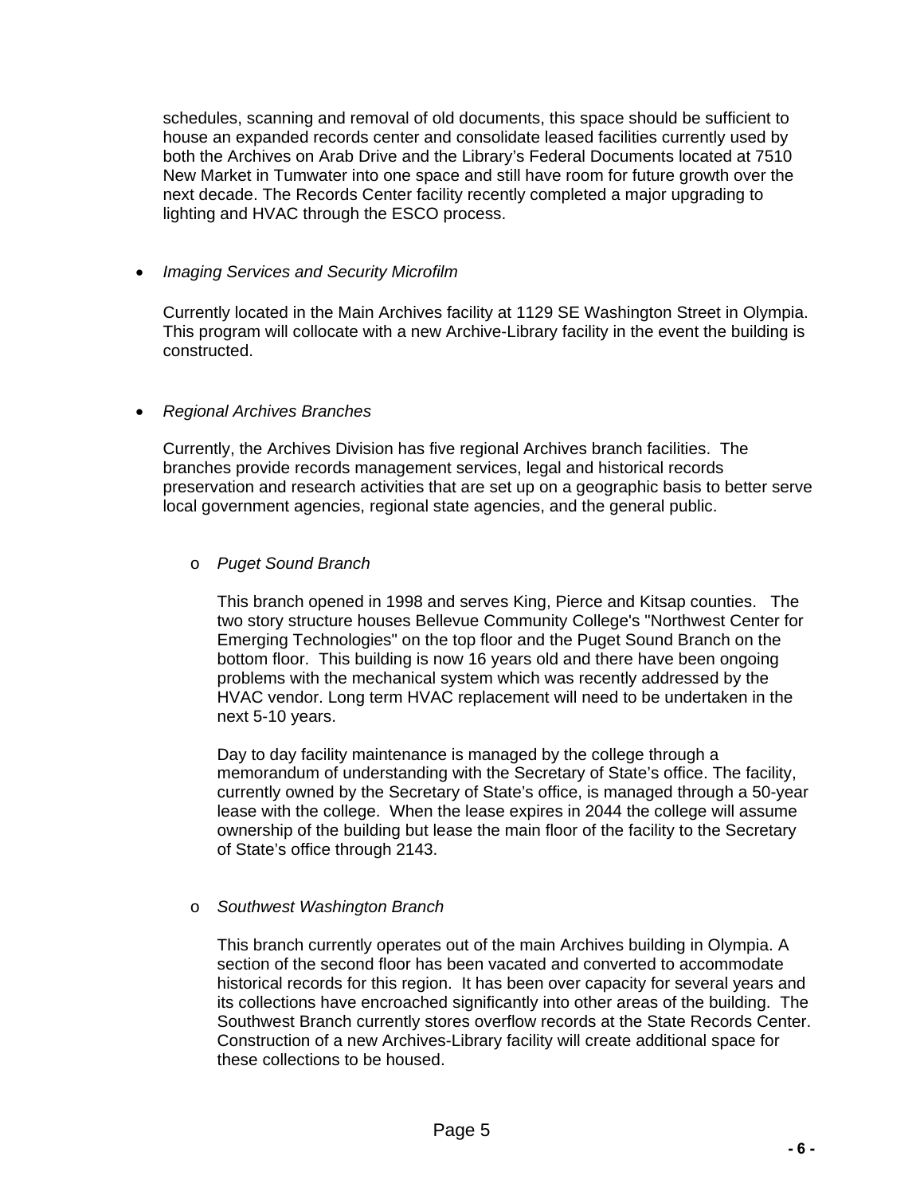schedules, scanning and removal of old documents, this space should be sufficient to house an expanded records center and consolidate leased facilities currently used by both the Archives on Arab Drive and the Library's Federal Documents located at 7510 New Market in Tumwater into one space and still have room for future growth over the next decade. The Records Center facility recently completed a major upgrading to lighting and HVAC through the ESCO process.

- *Imaging Services and Security Microfilm*

  Currently located in the Main Archives facility at 1129 SE Washington Street in Olympia. This program will collocate with a new Archive-Library facility in the event the building is constructed.

- *Regional Archives Branches*

  Currently, the Archives Division has five regional Archives branch facilities. The branches provide records management services, legal and historical records preservation and research activities that are set up on a geographic basis to better serve local government agencies, regional state agencies, and the general public.

  - *Puget Sound Branch*

    This branch opened in 1998 and serves King, Pierce and Kitsap counties. The two story structure houses Bellevue Community College's "Northwest Center for Emerging Technologies" on the top floor and the Puget Sound Branch on the bottom floor. This building is now 16 years old and there have been ongoing problems with the mechanical system which was recently addressed by the HVAC vendor. Long term HVAC replacement will need to be undertaken in the next 5-10 years.

    Day to day facility maintenance is managed by the college through a memorandum of understanding with the Secretary of State's office. The facility, currently owned by the Secretary of State's office, is managed through a 50-year lease with the college. When the lease expires in 2044 the college will assume ownership of the building but lease the main floor of the facility to the Secretary of State's office through 2143.

  - *Southwest Washington Branch*

    This branch currently operates out of the main Archives building in Olympia. A section of the second floor has been vacated and converted to accommodate historical records for this region. It has been over capacity for several years and its collections have encroached significantly into other areas of the building. The Southwest Branch currently stores overflow records at the State Records Center. Construction of a new Archives-Library facility will create additional space for these collections to be housed.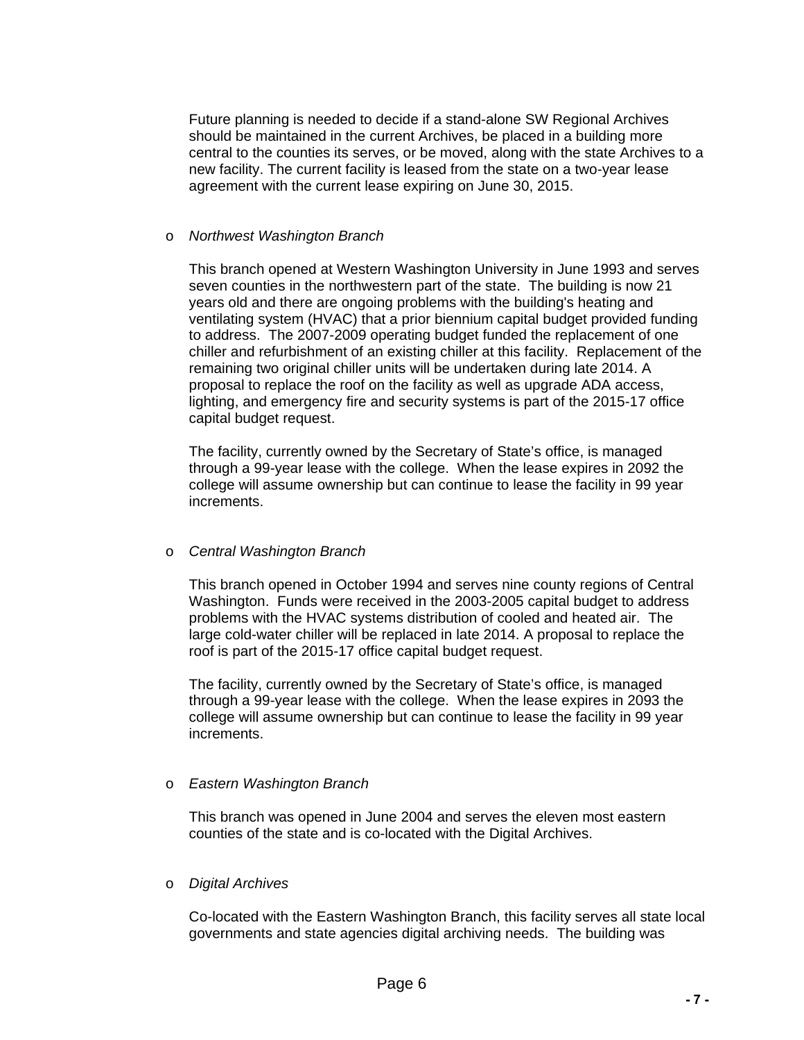Future planning is needed to decide if a stand-alone SW Regional Archives should be maintained in the current Archives, be placed in a building more central to the counties its serves, or be moved, along with the state Archives to a new facility. The current facility is leased from the state on a two-year lease agreement with the current lease expiring on June 30, 2015.

- *Northwest Washington Branch*

  This branch opened at Western Washington University in June 1993 and serves seven counties in the northwestern part of the state. The building is now 21 years old and there are ongoing problems with the building's heating and ventilating system (HVAC) that a prior biennium capital budget provided funding to address. The 2007-2009 operating budget funded the replacement of one chiller and refurbishment of an existing chiller at this facility. Replacement of the remaining two original chiller units will be undertaken during late 2014. A proposal to replace the roof on the facility as well as upgrade ADA access, lighting, and emergency fire and security systems is part of the 2015-17 office capital budget request.

  The facility, currently owned by the Secretary of State's office, is managed through a 99-year lease with the college. When the lease expires in 2092 the college will assume ownership but can continue to lease the facility in 99 year increments.

- *Central Washington Branch*

  This branch opened in October 1994 and serves nine county regions of Central Washington. Funds were received in the 2003-2005 capital budget to address problems with the HVAC systems distribution of cooled and heated air. The large cold-water chiller will be replaced in late 2014. A proposal to replace the roof is part of the 2015-17 office capital budget request.

  The facility, currently owned by the Secretary of State's office, is managed through a 99-year lease with the college. When the lease expires in 2093 the college will assume ownership but can continue to lease the facility in 99 year increments.

- *Eastern Washington Branch*

  This branch was opened in June 2004 and serves the eleven most eastern counties of the state and is co-located with the Digital Archives.

- *Digital Archives*

  Co-located with the Eastern Washington Branch, this facility serves all state local governments and state agencies digital archiving needs. The building was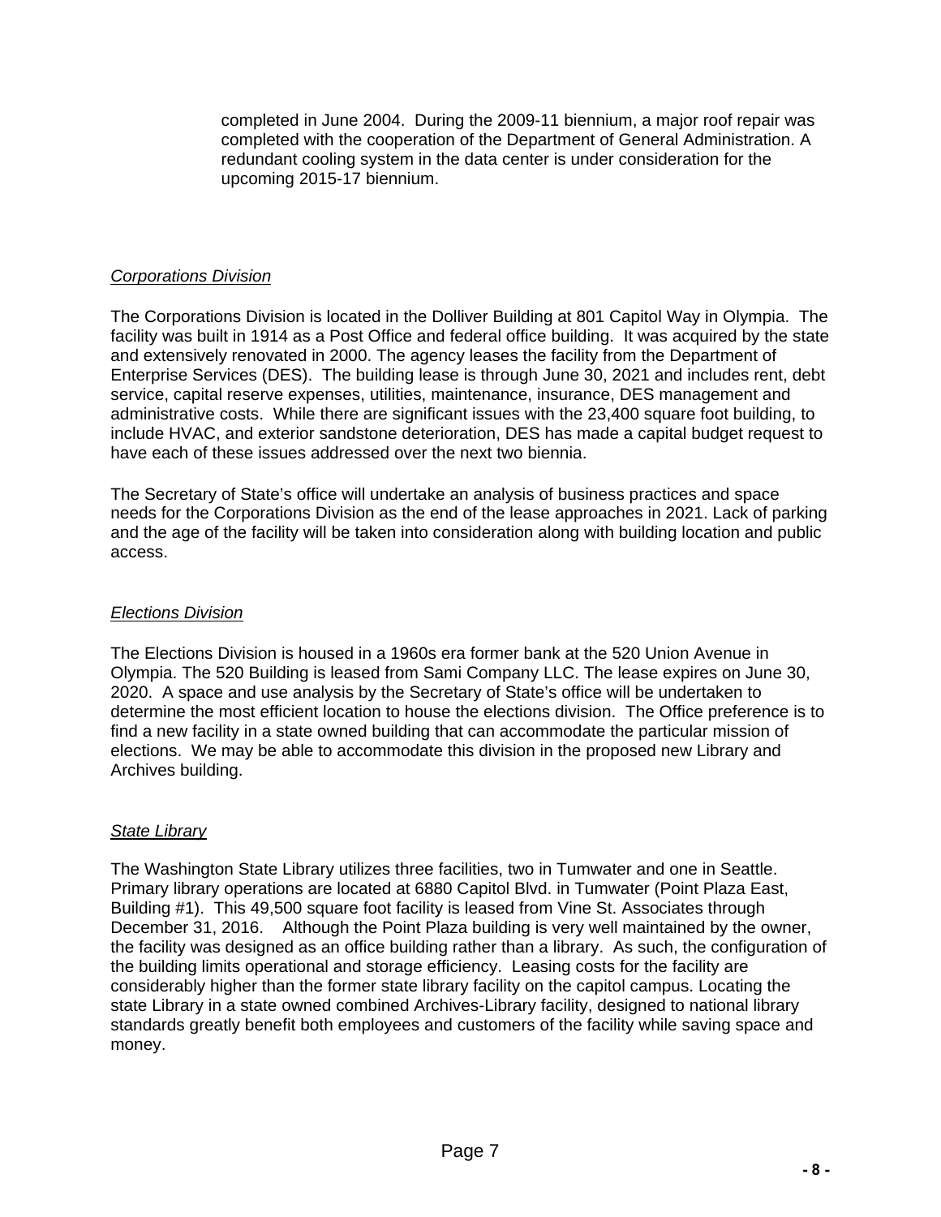completed in June 2004. During the 2009-11 biennium, a major roof repair was completed with the cooperation of the Department of General Administration. A redundant cooling system in the data center is under consideration for the upcoming 2015-17 biennium.

*Corporations Division*

The Corporations Division is located in the Dolliver Building at 801 Capitol Way in Olympia. The facility was built in 1914 as a Post Office and federal office building. It was acquired by the state and extensively renovated in 2000. The agency leases the facility from the Department of Enterprise Services (DES). The building lease is through June 30, 2021 and includes rent, debt service, capital reserve expenses, utilities, maintenance, insurance, DES management and administrative costs. While there are significant issues with the 23,400 square foot building, to include HVAC, and exterior sandstone deterioration, DES has made a capital budget request to have each of these issues addressed over the next two biennia.

The Secretary of State's office will undertake an analysis of business practices and space needs for the Corporations Division as the end of the lease approaches in 2021. Lack of parking and the age of the facility will be taken into consideration along with building location and public access.

*Elections Division*

The Elections Division is housed in a 1960s era former bank at the 520 Union Avenue in Olympia. The 520 Building is leased from Sami Company LLC. The lease expires on June 30, 2020. A space and use analysis by the Secretary of State's office will be undertaken to determine the most efficient location to house the elections division. The Office preference is to find a new facility in a state owned building that can accommodate the particular mission of elections. We may be able to accommodate this division in the proposed new Library and Archives building.

*State Library*

The Washington State Library utilizes three facilities, two in Tumwater and one in Seattle. Primary library operations are located at 6880 Capitol Blvd. in Tumwater (Point Plaza East, Building #1). This 49,500 square foot facility is leased from Vine St. Associates through December 31, 2016. Although the Point Plaza building is very well maintained by the owner, the facility was designed as an office building rather than a library. As such, the configuration of the building limits operational and storage efficiency. Leasing costs for the facility are considerably higher than the former state library facility on the capitol campus. Locating the state Library in a state owned combined Archives-Library facility, designed to national library standards greatly benefit both employees and customers of the facility while saving space and money.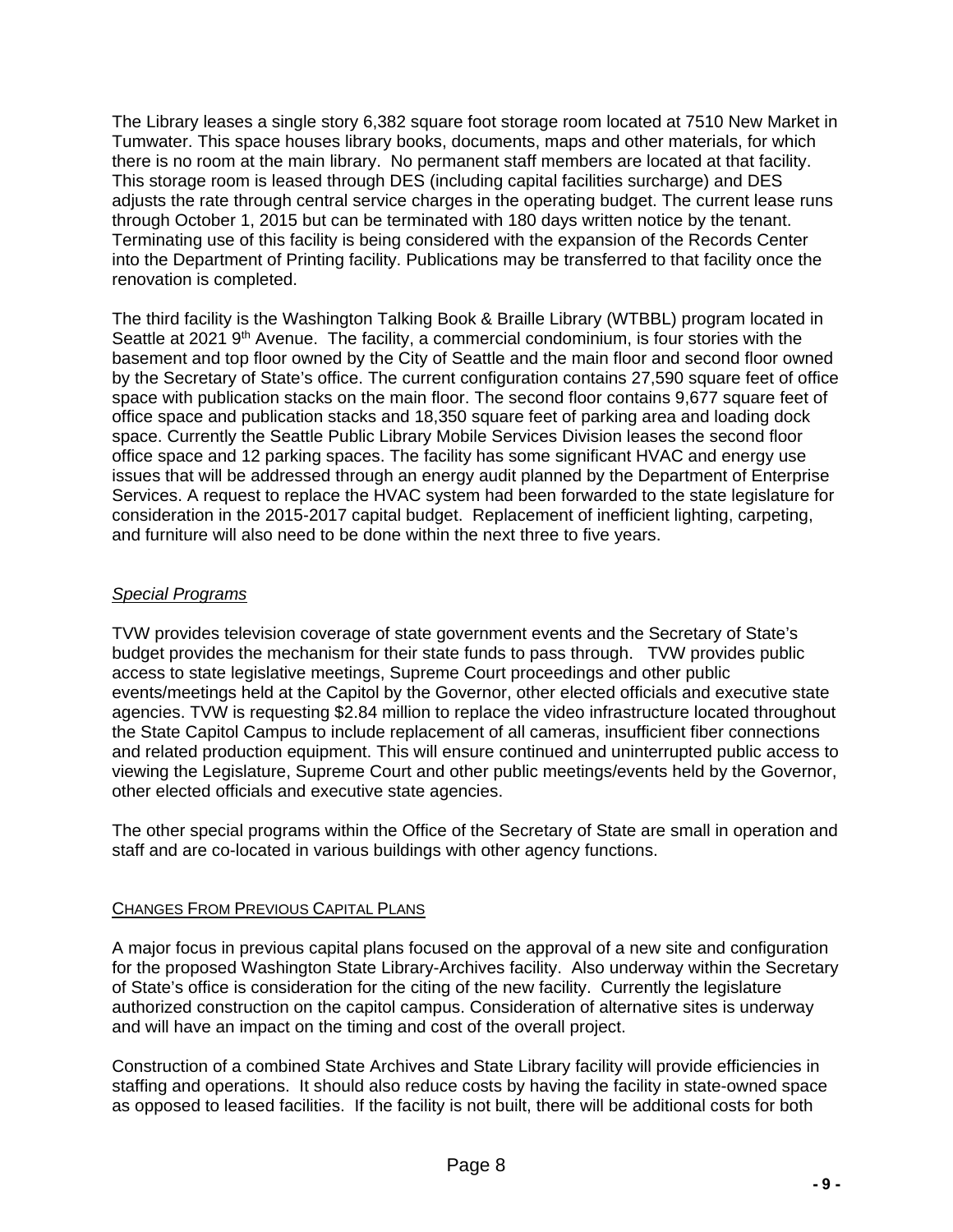The Library leases a single story 6,382 square foot storage room located at 7510 New Market in Tumwater. This space houses library books, documents, maps and other materials, for which there is no room at the main library. No permanent staff members are located at that facility. This storage room is leased through DES (including capital facilities surcharge) and DES adjusts the rate through central service charges in the operating budget. The current lease runs through October 1, 2015 but can be terminated with 180 days written notice by the tenant. Terminating use of this facility is being considered with the expansion of the Records Center into the Department of Printing facility. Publications may be transferred to that facility once the renovation is completed.

The third facility is the Washington Talking Book & Braille Library (WTBBL) program located in Seattle at 2021 9th Avenue. The facility, a commercial condominium, is four stories with the basement and top floor owned by the City of Seattle and the main floor and second floor owned by the Secretary of State's office. The current configuration contains 27,590 square feet of office space with publication stacks on the main floor. The second floor contains 9,677 square feet of office space and publication stacks and 18,350 square feet of parking area and loading dock space. Currently the Seattle Public Library Mobile Services Division leases the second floor office space and 12 parking spaces. The facility has some significant HVAC and energy use issues that will be addressed through an energy audit planned by the Department of Enterprise Services. A request to replace the HVAC system had been forwarded to the state legislature for consideration in the 2015-2017 capital budget. Replacement of inefficient lighting, carpeting, and furniture will also need to be done within the next three to five years.

*Special Programs*

TVW provides television coverage of state government events and the Secretary of State's budget provides the mechanism for their state funds to pass through. TVW provides public access to state legislative meetings, Supreme Court proceedings and other public events/meetings held at the Capitol by the Governor, other elected officials and executive state agencies. TVW is requesting $2.84 million to replace the video infrastructure located throughout the State Capitol Campus to include replacement of all cameras, insufficient fiber connections and related production equipment. This will ensure continued and uninterrupted public access to viewing the Legislature, Supreme Court and other public meetings/events held by the Governor, other elected officials and executive state agencies.

The other special programs within the Office of the Secretary of State are small in operation and staff and are co-located in various buildings with other agency functions.

## CHANGES FROM PREVIOUS CAPITAL PLANS

A major focus in previous capital plans focused on the approval of a new site and configuration for the proposed Washington State Library-Archives facility. Also underway within the Secretary of State's office is consideration for the citing of the new facility. Currently the legislature authorized construction on the capitol campus. Consideration of alternative sites is underway and will have an impact on the timing and cost of the overall project.

Construction of a combined State Archives and State Library facility will provide efficiencies in staffing and operations. It should also reduce costs by having the facility in state-owned space as opposed to leased facilities. If the facility is not built, there will be additional costs for both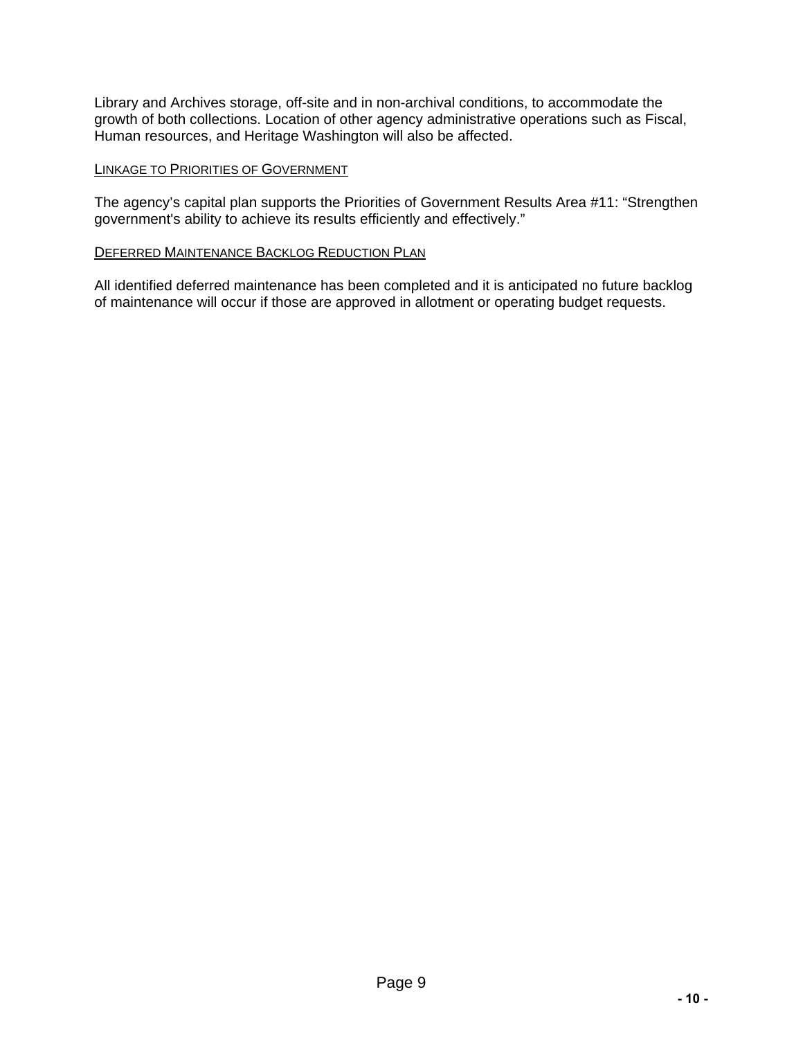Library and Archives storage, off-site and in non-archival conditions, to accommodate the growth of both collections. Location of other agency administrative operations such as Fiscal, Human resources, and Heritage Washington will also be affected.

### LINKAGE TO PRIORITIES OF GOVERNMENT

The agency's capital plan supports the Priorities of Government Results Area #11: "Strengthen government's ability to achieve its results efficiently and effectively."

### DEFERRED MAINTENANCE BACKLOG REDUCTION PLAN

All identified deferred maintenance has been completed and it is anticipated no future backlog of maintenance will occur if those are approved in allotment or operating budget requests.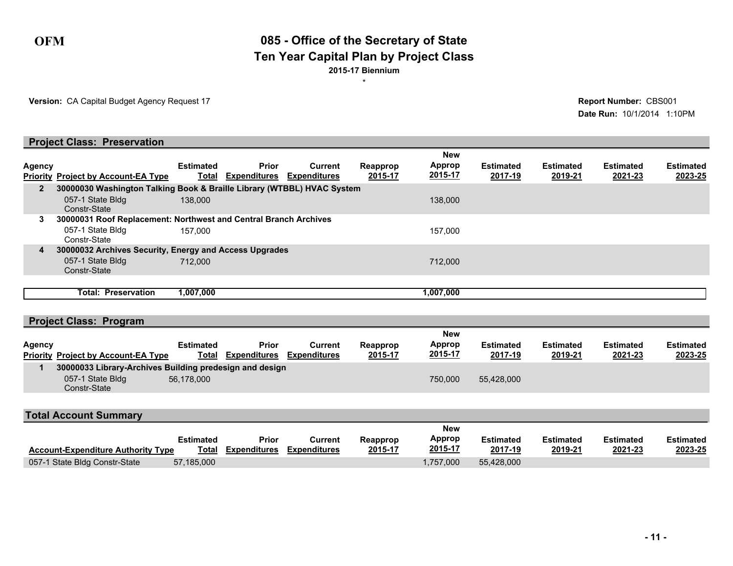**OFM**

# 085 - Office of the Secretary of State
## Ten Year Capital Plan by Project Class
**2015-17 Biennium**

\*

**Version:** CA Capital Budget Agency Request 17

**Report Number:** CBS001
**Date Run:** 10/1/2014 1:10PM

### Project Class: Preservation

| Agency Priority | Project by Account-EA Type | Estimated Total | Prior Expenditures | Current Expenditures | Reapprop 2015-17 | New Approp 2015-17 | Estimated 2017-19 | Estimated 2019-21 | Estimated 2021-23 | Estimated 2023-25 |
|---|---|---|---|---|---|---|---|---|---|---|
| 2 | **30000030 Washington Talking Book & Braille Library (WTBBL) HVAC System** | | | | | | | | | |
| | 057-1 State Bldg Constr-State | 138,000 | | | | 138,000 | | | | |
| 3 | **30000031 Roof Replacement: Northwest and Central Branch Archives** | | | | | | | | | |
| | 057-1 State Bldg Constr-State | 157,000 | | | | 157,000 | | | | |
| 4 | **30000032 Archives Security, Energy and Access Upgrades** | | | | | | | | | |
| | 057-1 State Bldg Constr-State | 712,000 | | | | 712,000 | | | | |
| | **Total: Preservation** | **1,007,000** | | | | **1,007,000** | | | | |

### Project Class: Program

| Agency Priority | Project by Account-EA Type | Estimated Total | Prior Expenditures | Current Expenditures | Reapprop 2015-17 | New Approp 2015-17 | Estimated 2017-19 | Estimated 2019-21 | Estimated 2021-23 | Estimated 2023-25 |
|---|---|---|---|---|---|---|---|---|---|---|
| 1 | **30000033 Library-Archives Building predesign and design** | | | | | | | | | |
| | 057-1 State Bldg Constr-State | 56,178,000 | | | | 750,000 | 55,428,000 | | | |

### Total Account Summary

| Account-Expenditure Authority Type | Estimated Total | Prior Expenditures | Current Expenditures | Reapprop 2015-17 | New Approp 2015-17 | Estimated 2017-19 | Estimated 2019-21 | Estimated 2021-23 | Estimated 2023-25 |
|---|---|---|---|---|---|---|---|---|---|
| 057-1 State Bldg Constr-State | 57,185,000 | | | | 1,757,000 | 55,428,000 | | | |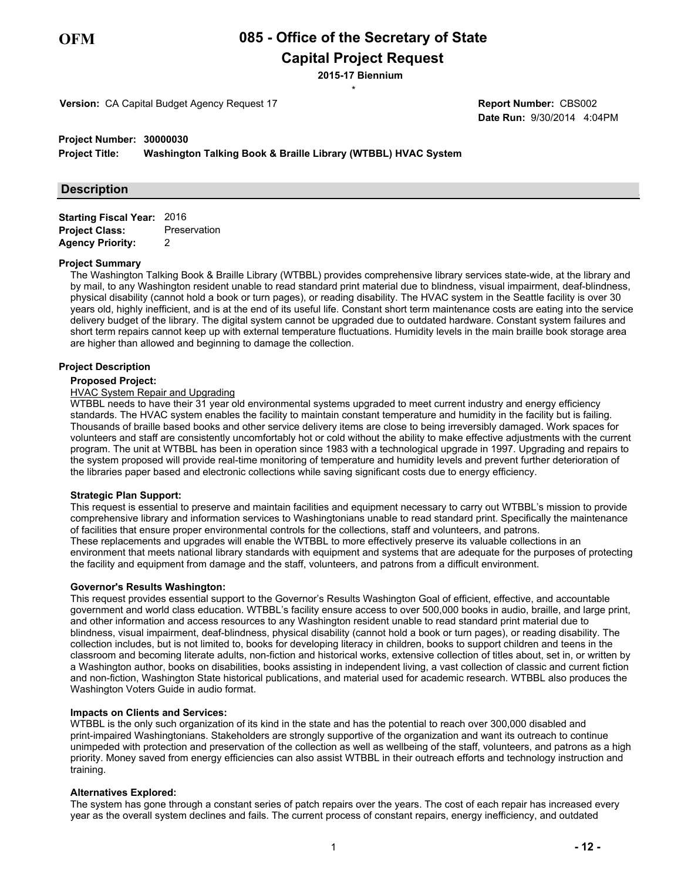**OFM**

# 085 - Office of the Secretary of State

## Capital Project Request

**2015-17 Biennium**

\*

**Version:** CA Capital Budget Agency Request 17

**Report Number:** CBS002
**Date Run:** 9/30/2014 4:04PM

**Project Number:** 30000030
**Project Title:** Washington Talking Book & Braille Library (WTBBL) HVAC System

## Description

**Starting Fiscal Year:** 2016
**Project Class:** Preservation
**Agency Priority:** 2

### Project Summary

The Washington Talking Book & Braille Library (WTBBL) provides comprehensive library services state-wide, at the library and by mail, to any Washington resident unable to read standard print material due to blindness, visual impairment, deaf-blindness, physical disability (cannot hold a book or turn pages), or reading disability. The HVAC system in the Seattle facility is over 30 years old, highly inefficient, and is at the end of its useful life. Constant short term maintenance costs are eating into the service delivery budget of the library. The digital system cannot be upgraded due to outdated hardware. Constant system failures and short term repairs cannot keep up with external temperature fluctuations. Humidity levels in the main braille book storage area are higher than allowed and beginning to damage the collection.

### Project Description

**Proposed Project:**

HVAC System Repair and Upgrading

WTBBL needs to have their 31 year old environmental systems upgraded to meet current industry and energy efficiency standards. The HVAC system enables the facility to maintain constant temperature and humidity in the facility but is failing. Thousands of braille based books and other service delivery items are close to being irreversibly damaged. Work spaces for volunteers and staff are consistently uncomfortably hot or cold without the ability to make effective adjustments with the current program. The unit at WTBBL has been in operation since 1983 with a technological upgrade in 1997. Upgrading and repairs to the system proposed will provide real-time monitoring of temperature and humidity levels and prevent further deterioration of the libraries paper based and electronic collections while saving significant costs due to energy efficiency.

**Strategic Plan Support:**

This request is essential to preserve and maintain facilities and equipment necessary to carry out WTBBL's mission to provide comprehensive library and information services to Washingtonians unable to read standard print. Specifically the maintenance of facilities that ensure proper environmental controls for the collections, staff and volunteers, and patrons.
These replacements and upgrades will enable the WTBBL to more effectively preserve its valuable collections in an environment that meets national library standards with equipment and systems that are adequate for the purposes of protecting the facility and equipment from damage and the staff, volunteers, and patrons from a difficult environment.

**Governor's Results Washington:**

This request provides essential support to the Governor's Results Washington Goal of efficient, effective, and accountable government and world class education. WTBBL's facility ensure access to over 500,000 books in audio, braille, and large print, and other information and access resources to any Washington resident unable to read standard print material due to blindness, visual impairment, deaf-blindness, physical disability (cannot hold a book or turn pages), or reading disability. The collection includes, but is not limited to, books for developing literacy in children, books to support children and teens in the classroom and becoming literate adults, non-fiction and historical works, extensive collection of titles about, set in, or written by a Washington author, books on disabilities, books assisting in independent living, a vast collection of classic and current fiction and non-fiction, Washington State historical publications, and material used for academic research. WTBBL also produces the Washington Voters Guide in audio format.

**Impacts on Clients and Services:**

WTBBL is the only such organization of its kind in the state and has the potential to reach over 300,000 disabled and print-impaired Washingtonians. Stakeholders are strongly supportive of the organization and want its outreach to continue unimpeded with protection and preservation of the collection as well as wellbeing of the staff, volunteers, and patrons as a high priority. Money saved from energy efficiencies can also assist WTBBL in their outreach efforts and technology instruction and training.

**Alternatives Explored:**

The system has gone through a constant series of patch repairs over the years. The cost of each repair has increased every year as the overall system declines and fails. The current process of constant repairs, energy inefficiency, and outdated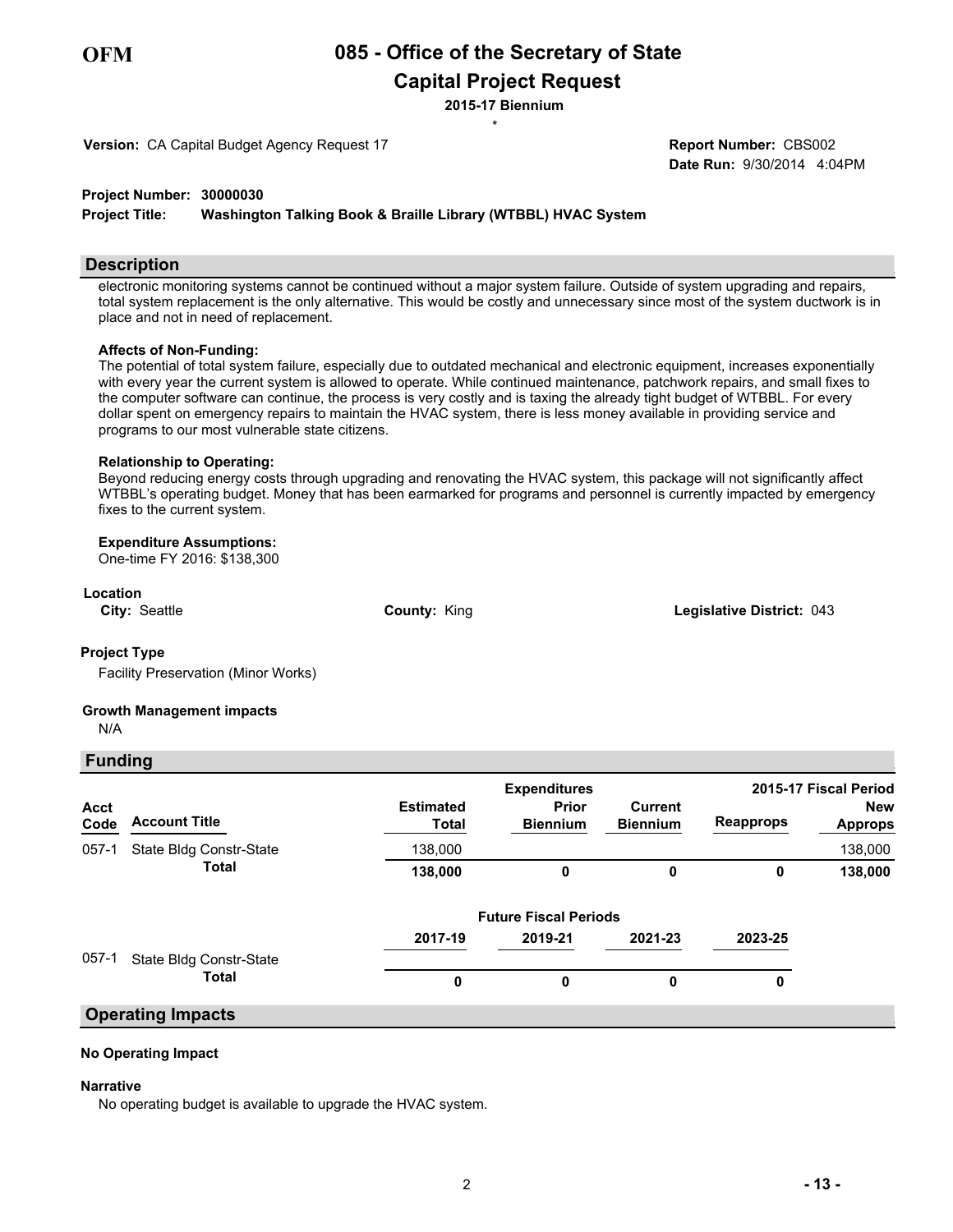# 085 - Office of the Secretary of State
## Capital Project Request
**2015-17 Biennium**

\*

**Version:** CA Capital Budget Agency Request 17

**Report Number:** CBS002
**Date Run:** 9/30/2014 4:04PM

**Project Number:** 30000030
**Project Title:** Washington Talking Book & Braille Library (WTBBL) HVAC System

## Description

electronic monitoring systems cannot be continued without a major system failure. Outside of system upgrading and repairs, total system replacement is the only alternative. This would be costly and unnecessary since most of the system ductwork is in place and not in need of replacement.

**Affects of Non-Funding:**
The potential of total system failure, especially due to outdated mechanical and electronic equipment, increases exponentially with every year the current system is allowed to operate. While continued maintenance, patchwork repairs, and small fixes to the computer software can continue, the process is very costly and is taxing the already tight budget of WTBBL. For every dollar spent on emergency repairs to maintain the HVAC system, there is less money available in providing service and programs to our most vulnerable state citizens.

**Relationship to Operating:**
Beyond reducing energy costs through upgrading and renovating the HVAC system, this package will not significantly affect WTBBL's operating budget. Money that has been earmarked for programs and personnel is currently impacted by emergency fixes to the current system.

**Expenditure Assumptions:**
One-time FY 2016: $138,300

**Location**
**City:** Seattle **County:** King **Legislative District:** 043

**Project Type**
Facility Preservation (Minor Works)

**Growth Management impacts**
N/A

## Funding

| Acct Code | Account Title | Estimated Total | Expenditures Prior Biennium | Current Biennium | 2015-17 Fiscal Period Reapprops | New Approps |
|---|---|---|---|---|---|---|
| 057-1 | State Bldg Constr-State | 138,000 | | | | 138,000 |
| | **Total** | **138,000** | **0** | **0** | **0** | **138,000** |

| | | Future Fiscal Periods | | | |
|---|---|---|---|---|---|
| | | 2017-19 | 2019-21 | 2021-23 | 2023-25 |
| 057-1 | State Bldg Constr-State | | | | |
| | **Total** | **0** | **0** | **0** | **0** |

## Operating Impacts

**No Operating Impact**

**Narrative**
No operating budget is available to upgrade the HVAC system.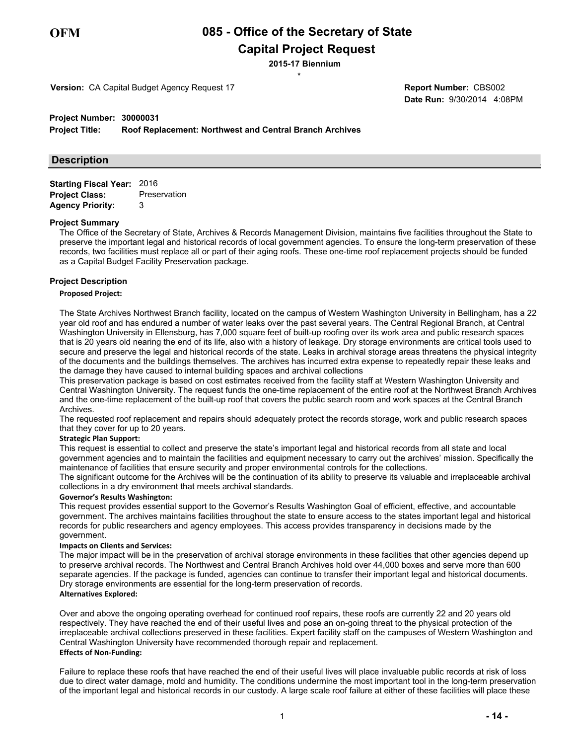OFM

# 085 - Office of the Secretary of State

## Capital Project Request

**2015-17 Biennium**

\*

**Version:** CA Capital Budget Agency Request 17

**Report Number:** CBS002
**Date Run:** 9/30/2014 4:08PM

**Project Number:** 30000031
**Project Title:** Roof Replacement: Northwest and Central Branch Archives

## Description

**Starting Fiscal Year:** 2016
**Project Class:** Preservation
**Agency Priority:** 3

### Project Summary

The Office of the Secretary of State, Archives & Records Management Division, maintains five facilities throughout the State to preserve the important legal and historical records of local government agencies. To ensure the long-term preservation of these records, two facilities must replace all or part of their aging roofs. These one-time roof replacement projects should be funded as a Capital Budget Facility Preservation package.

### Project Description

**Proposed Project:**

The State Archives Northwest Branch facility, located on the campus of Western Washington University in Bellingham, has a 22 year old roof and has endured a number of water leaks over the past several years. The Central Regional Branch, at Central Washington University in Ellensburg, has 7,000 square feet of built-up roofing over its work area and public research spaces that is 20 years old nearing the end of its life, also with a history of leakage. Dry storage environments are critical tools used to secure and preserve the legal and historical records of the state. Leaks in archival storage areas threatens the physical integrity of the documents and the buildings themselves. The archives has incurred extra expense to repeatedly repair these leaks and the damage they have caused to internal building spaces and archival collections

This preservation package is based on cost estimates received from the facility staff at Western Washington University and Central Washington University. The request funds the one-time replacement of the entire roof at the Northwest Branch Archives and the one-time replacement of the built-up roof that covers the public search room and work spaces at the Central Branch Archives.

The requested roof replacement and repairs should adequately protect the records storage, work and public research spaces that they cover for up to 20 years.

**Strategic Plan Support:**

This request is essential to collect and preserve the state's important legal and historical records from all state and local government agencies and to maintain the facilities and equipment necessary to carry out the archives' mission. Specifically the maintenance of facilities that ensure security and proper environmental controls for the collections.

The significant outcome for the Archives will be the continuation of its ability to preserve its valuable and irreplaceable archival collections in a dry environment that meets archival standards.

**Governor's Results Washington:**

This request provides essential support to the Governor's Results Washington Goal of efficient, effective, and accountable government. The archives maintains facilities throughout the state to ensure access to the states important legal and historical records for public researchers and agency employees. This access provides transparency in decisions made by the government.

**Impacts on Clients and Services:**

The major impact will be in the preservation of archival storage environments in these facilities that other agencies depend up to preserve archival records. The Northwest and Central Branch Archives hold over 44,000 boxes and serve more than 600 separate agencies. If the package is funded, agencies can continue to transfer their important legal and historical documents. Dry storage environments are essential for the long-term preservation of records.

**Alternatives Explored:**

Over and above the ongoing operating overhead for continued roof repairs, these roofs are currently 22 and 20 years old respectively. They have reached the end of their useful lives and pose an on-going threat to the physical protection of the irreplaceable archival collections preserved in these facilities. Expert facility staff on the campuses of Western Washington and Central Washington University have recommended thorough repair and replacement.

**Effects of Non-Funding:**

Failure to replace these roofs that have reached the end of their useful lives will place invaluable public records at risk of loss due to direct water damage, mold and humidity. The conditions undermine the most important tool in the long-term preservation of the important legal and historical records in our custody. A large scale roof failure at either of these facilities will place these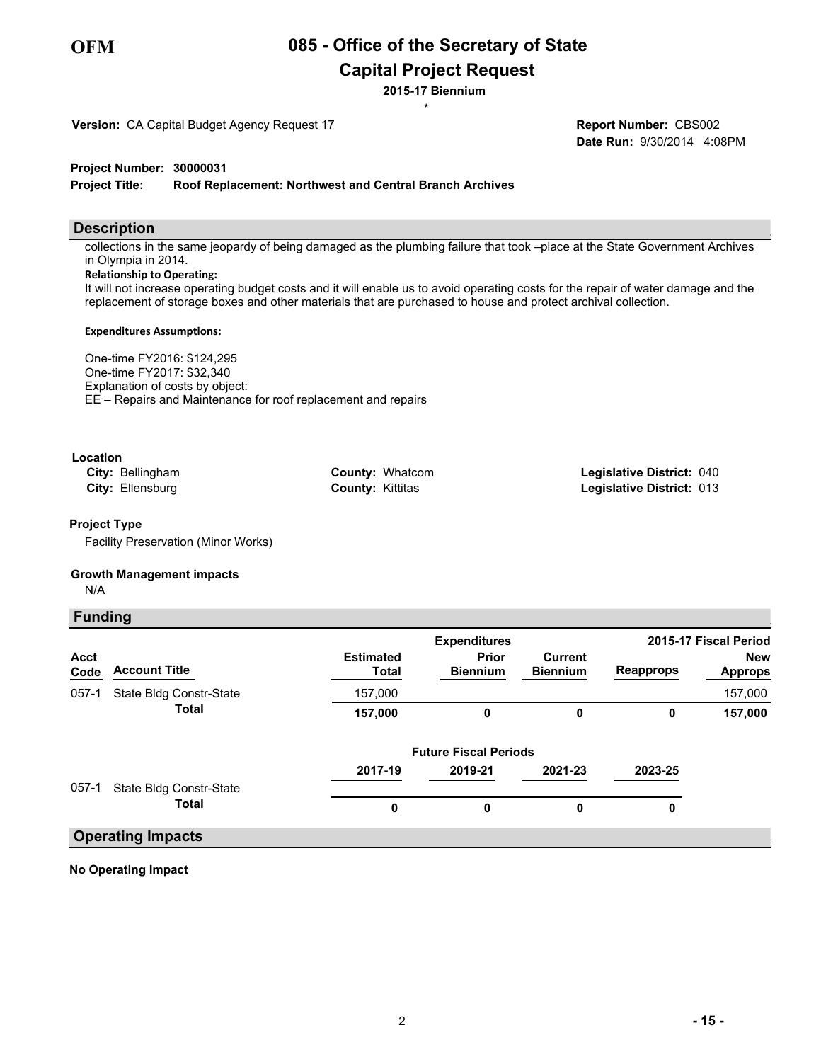OFM

# 085 - Office of the Secretary of State
## Capital Project Request

**2015-17 Biennium**

\*

**Version:** CA Capital Budget Agency Request 17

**Report Number:** CBS002
**Date Run:** 9/30/2014 4:08PM

**Project Number: 30000031**
**Project Title: Roof Replacement: Northwest and Central Branch Archives**

### Description

collections in the same jeopardy of being damaged as the plumbing failure that took –place at the State Government Archives in Olympia in 2014.

**Relationship to Operating:**
It will not increase operating budget costs and it will enable us to avoid operating costs for the repair of water damage and the replacement of storage boxes and other materials that are purchased to house and protect archival collection.

**Expenditures Assumptions:**

One-time FY2016: $124,295
One-time FY2017: $32,340
Explanation of costs by object:
EE – Repairs and Maintenance for roof replacement and repairs

**Location**

| City | County | Legislative District |
|---|---|---|
| Bellingham | Whatcom | 040 |
| Ellensburg | Kittitas | 013 |

**Project Type**

Facility Preservation (Minor Works)

**Growth Management impacts**

N/A

### Funding

| Acct Code | Account Title | Estimated Total | Expenditures: Prior Biennium | Expenditures: Current Biennium | 2015-17 Fiscal Period: Reapprops | 2015-17 Fiscal Period: New Approps |
|---|---|---|---|---|---|---|
| 057-1 | State Bldg Constr-State | 157,000 | | | | 157,000 |
| | **Total** | **157,000** | **0** | **0** | **0** | **157,000** |

| Acct Code | Account Title | Future Fiscal Periods: 2017-19 | 2019-21 | 2021-23 | 2023-25 |
|---|---|---|---|---|---|
| 057-1 | State Bldg Constr-State | | | | |
| | **Total** | **0** | **0** | **0** | **0** |

### Operating Impacts

**No Operating Impact**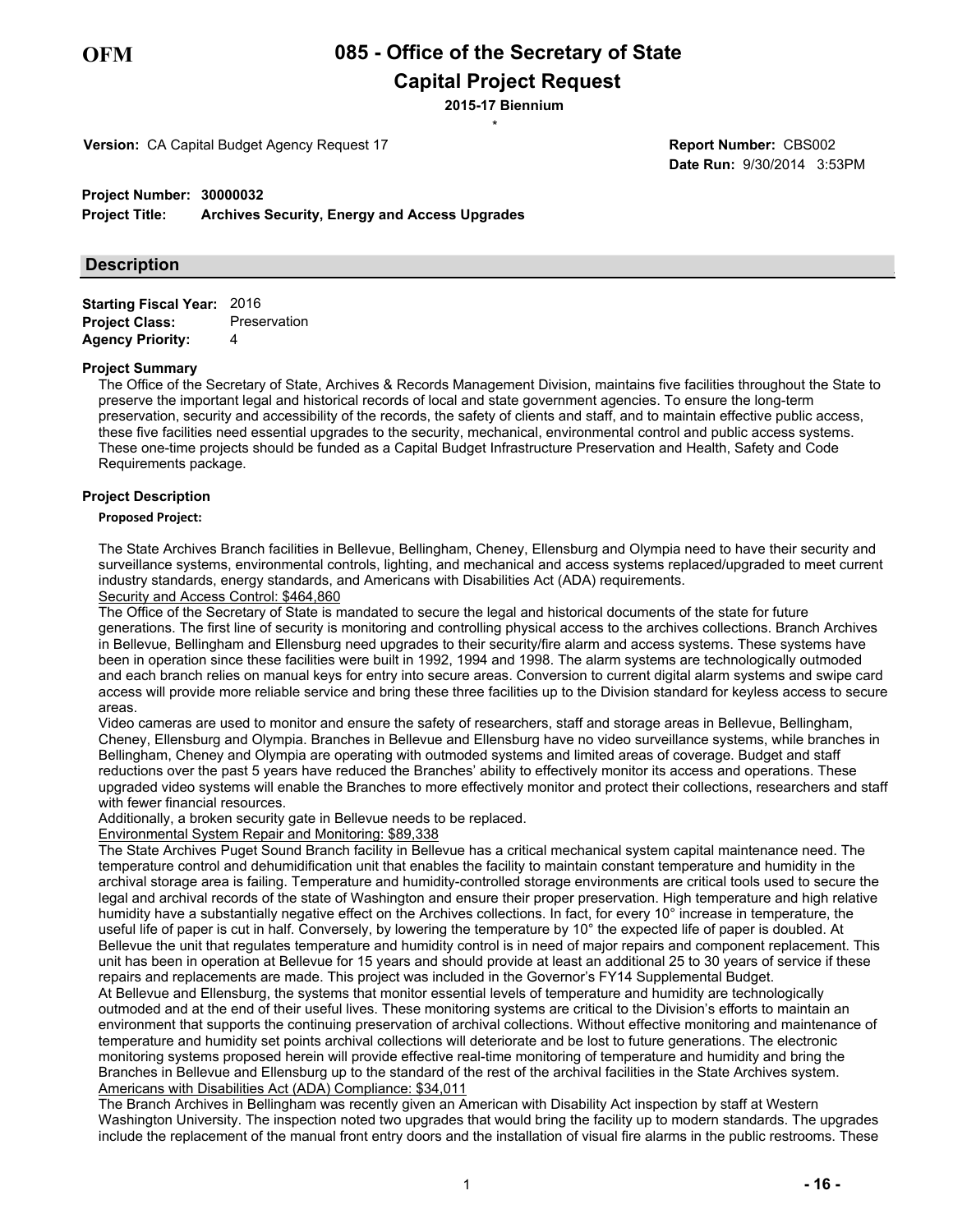# 085 - Office of the Secretary of State
## Capital Project Request

**2015-17 Biennium**

\*

**Version:** CA Capital Budget Agency Request 17

**Report Number:** CBS002
**Date Run:** 9/30/2014 3:53PM

**Project Number:** 30000032
**Project Title:** Archives Security, Energy and Access Upgrades

## Description

**Starting Fiscal Year:** 2016
**Project Class:** Preservation
**Agency Priority:** 4

### Project Summary

The Office of the Secretary of State, Archives & Records Management Division, maintains five facilities throughout the State to preserve the important legal and historical records of local and state government agencies. To ensure the long-term preservation, security and accessibility of the records, the safety of clients and staff, and to maintain effective public access, these five facilities need essential upgrades to the security, mechanical, environmental control and public access systems. These one-time projects should be funded as a Capital Budget Infrastructure Preservation and Health, Safety and Code Requirements package.

### Project Description

**Proposed Project:**

The State Archives Branch facilities in Bellevue, Bellingham, Cheney, Ellensburg and Olympia need to have their security and surveillance systems, environmental controls, lighting, and mechanical and access systems replaced/upgraded to meet current industry standards, energy standards, and Americans with Disabilities Act (ADA) requirements.

Security and Access Control: $464,860

The Office of the Secretary of State is mandated to secure the legal and historical documents of the state for future generations. The first line of security is monitoring and controlling physical access to the archives collections. Branch Archives in Bellevue, Bellingham and Ellensburg need upgrades to their security/fire alarm and access systems. These systems have been in operation since these facilities were built in 1992, 1994 and 1998. The alarm systems are technologically outmoded and each branch relies on manual keys for entry into secure areas. Conversion to current digital alarm systems and swipe card access will provide more reliable service and bring these three facilities up to the Division standard for keyless access to secure areas.

Video cameras are used to monitor and ensure the safety of researchers, staff and storage areas in Bellevue, Bellingham, Cheney, Ellensburg and Olympia. Branches in Bellevue and Ellensburg have no video surveillance systems, while branches in Bellingham, Cheney and Olympia are operating with outmoded systems and limited areas of coverage. Budget and staff reductions over the past 5 years have reduced the Branches' ability to effectively monitor its access and operations. These upgraded video systems will enable the Branches to more effectively monitor and protect their collections, researchers and staff with fewer financial resources.

Additionally, a broken security gate in Bellevue needs to be replaced.

Environmental System Repair and Monitoring: $89,338

The State Archives Puget Sound Branch facility in Bellevue has a critical mechanical system capital maintenance need. The temperature control and dehumidification unit that enables the facility to maintain constant temperature and humidity in the archival storage area is failing. Temperature and humidity-controlled storage environments are critical tools used to secure the legal and archival records of the state of Washington and ensure their proper preservation. High temperature and high relative humidity have a substantially negative effect on the Archives collections. In fact, for every 10° increase in temperature, the useful life of paper is cut in half. Conversely, by lowering the temperature by 10° the expected life of paper is doubled. At Bellevue the unit that regulates temperature and humidity control is in need of major repairs and component replacement. This unit has been in operation at Bellevue for 15 years and should provide at least an additional 25 to 30 years of service if these repairs and replacements are made. This project was included in the Governor's FY14 Supplemental Budget.

At Bellevue and Ellensburg, the systems that monitor essential levels of temperature and humidity are technologically outmoded and at the end of their useful lives. These monitoring systems are critical to the Division's efforts to maintain an environment that supports the continuing preservation of archival collections. Without effective monitoring and maintenance of temperature and humidity set points archival collections will deteriorate and be lost to future generations. The electronic monitoring systems proposed herein will provide effective real-time monitoring of temperature and humidity and bring the Branches in Bellevue and Ellensburg up to the standard of the rest of the archival facilities in the State Archives system.

Americans with Disabilities Act (ADA) Compliance: $34,011

The Branch Archives in Bellingham was recently given an American with Disability Act inspection by staff at Western Washington University. The inspection noted two upgrades that would bring the facility up to modern standards. The upgrades include the replacement of the manual front entry doors and the installation of visual fire alarms in the public restrooms. These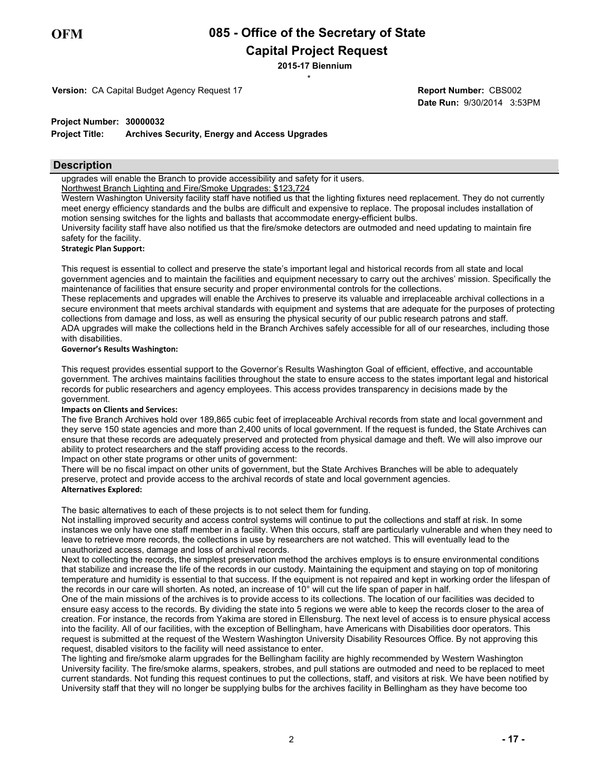# 085 - Office of the Secretary of State

## Capital Project Request

**2015-17 Biennium**

\*

**Version:** CA Capital Budget Agency Request 17

**Report Number:** CBS002

**Date Run:** 9/30/2014 3:53PM

**Project Number:** 30000032

**Project Title:** Archives Security, Energy and Access Upgrades

## Description

upgrades will enable the Branch to provide accessibility and safety for it users.

Northwest Branch Lighting and Fire/Smoke Upgrades: $123,724

Western Washington University facility staff have notified us that the lighting fixtures need replacement. They do not currently meet energy efficiency standards and the bulbs are difficult and expensive to replace. The proposal includes installation of motion sensing switches for the lights and ballasts that accommodate energy-efficient bulbs.

University facility staff have also notified us that the fire/smoke detectors are outmoded and need updating to maintain fire safety for the facility.

**Strategic Plan Support:**

This request is essential to collect and preserve the state's important legal and historical records from all state and local government agencies and to maintain the facilities and equipment necessary to carry out the archives' mission. Specifically the maintenance of facilities that ensure security and proper environmental controls for the collections.

These replacements and upgrades will enable the Archives to preserve its valuable and irreplaceable archival collections in a secure environment that meets archival standards with equipment and systems that are adequate for the purposes of protecting collections from damage and loss, as well as ensuring the physical security of our public research patrons and staff.

ADA upgrades will make the collections held in the Branch Archives safely accessible for all of our researches, including those with disabilities.

**Governor's Results Washington:**

This request provides essential support to the Governor's Results Washington Goal of efficient, effective, and accountable government. The archives maintains facilities throughout the state to ensure access to the states important legal and historical records for public researchers and agency employees. This access provides transparency in decisions made by the government.

**Impacts on Clients and Services:**

The five Branch Archives hold over 189,865 cubic feet of irreplaceable Archival records from state and local government and they serve 150 state agencies and more than 2,400 units of local government. If the request is funded, the State Archives can ensure that these records are adequately preserved and protected from physical damage and theft. We will also improve our ability to protect researchers and the staff providing access to the records.

Impact on other state programs or other units of government:

There will be no fiscal impact on other units of government, but the State Archives Branches will be able to adequately preserve, protect and provide access to the archival records of state and local government agencies.

**Alternatives Explored:**

The basic alternatives to each of these projects is to not select them for funding.

Not installing improved security and access control systems will continue to put the collections and staff at risk. In some instances we only have one staff member in a facility. When this occurs, staff are particularly vulnerable and when they need to leave to retrieve more records, the collections in use by researchers are not watched. This will eventually lead to the unauthorized access, damage and loss of archival records.

Next to collecting the records, the simplest preservation method the archives employs is to ensure environmental conditions that stabilize and increase the life of the records in our custody. Maintaining the equipment and staying on top of monitoring temperature and humidity is essential to that success. If the equipment is not repaired and kept in working order the lifespan of the records in our care will shorten. As noted, an increase of 10° will cut the life span of paper in half.

One of the main missions of the archives is to provide access to its collections. The location of our facilities was decided to ensure easy access to the records. By dividing the state into 5 regions we were able to keep the records closer to the area of creation. For instance, the records from Yakima are stored in Ellensburg. The next level of access is to ensure physical access into the facility. All of our facilities, with the exception of Bellingham, have Americans with Disabilities door operators. This request is submitted at the request of the Western Washington University Disability Resources Office. By not approving this request, disabled visitors to the facility will need assistance to enter.

The lighting and fire/smoke alarm upgrades for the Bellingham facility are highly recommended by Western Washington University facility. The fire/smoke alarms, speakers, strobes, and pull stations are outmoded and need to be replaced to meet current standards. Not funding this request continues to put the collections, staff, and visitors at risk. We have been notified by University staff that they will no longer be supplying bulbs for the archives facility in Bellingham as they have become too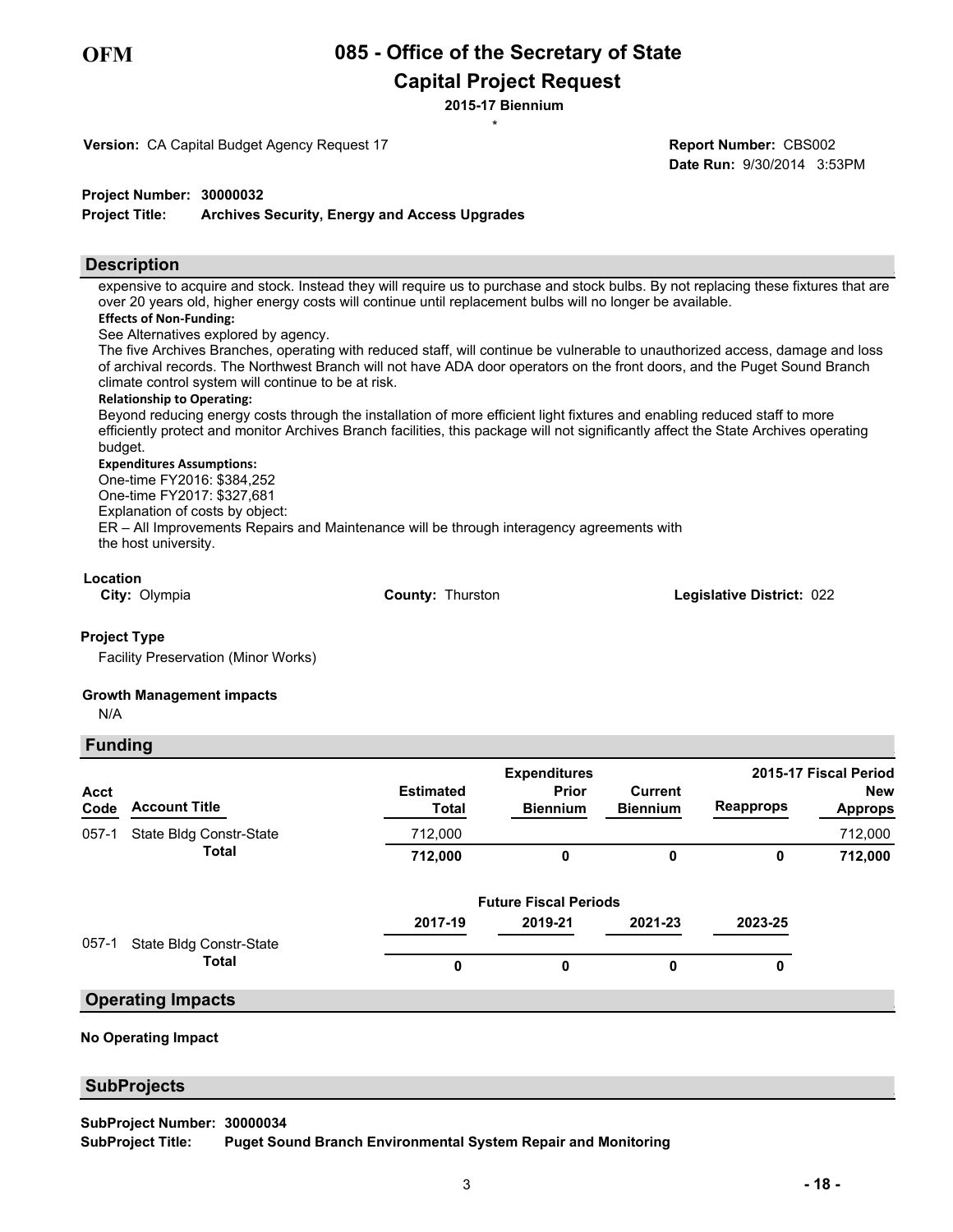# 085 - Office of the Secretary of State

## Capital Project Request

**2015-17 Biennium**

\*

**Version:** CA Capital Budget Agency Request 17

**Report Number:** CBS002

**Date Run:** 9/30/2014 3:53PM

**Project Number:** 30000032

**Project Title:** Archives Security, Energy and Access Upgrades

## Description

expensive to acquire and stock. Instead they will require us to purchase and stock bulbs. By not replacing these fixtures that are over 20 years old, higher energy costs will continue until replacement bulbs will no longer be available.

**Effects of Non-Funding:**

See Alternatives explored by agency.

The five Archives Branches, operating with reduced staff, will continue be vulnerable to unauthorized access, damage and loss of archival records. The Northwest Branch will not have ADA door operators on the front doors, and the Puget Sound Branch climate control system will continue to be at risk.

**Relationship to Operating:**

Beyond reducing energy costs through the installation of more efficient light fixtures and enabling reduced staff to more efficiently protect and monitor Archives Branch facilities, this package will not significantly affect the State Archives operating budget.

**Expenditures Assumptions:**

One-time FY2016: $384,252

One-time FY2017: $327,681

Explanation of costs by object:

ER – All Improvements Repairs and Maintenance will be through interagency agreements with the host university.

**Location**

**City:** Olympia **County:** Thurston **Legislative District:** 022

**Project Type**

Facility Preservation (Minor Works)

**Growth Management impacts**

N/A

## Funding

| Acct Code | Account Title | Estimated Total | Expenditures Prior Biennium | Current Biennium | 2015-17 Fiscal Period Reapprops | New Approps |
|---|---|---|---|---|---|---|
| 057-1 | State Bldg Constr-State | 712,000 | | | | 712,000 |
| | **Total** | **712,000** | **0** | **0** | **0** | **712,000** |

| | | Future Fiscal Periods | | | |
|---|---|---|---|---|---|
| | | 2017-19 | 2019-21 | 2021-23 | 2023-25 |
| 057-1 | State Bldg Constr-State | | | | |
| | **Total** | **0** | **0** | **0** | **0** |

## Operating Impacts

**No Operating Impact**

## SubProjects

**SubProject Number:** 30000034

**SubProject Title:** Puget Sound Branch Environmental System Repair and Monitoring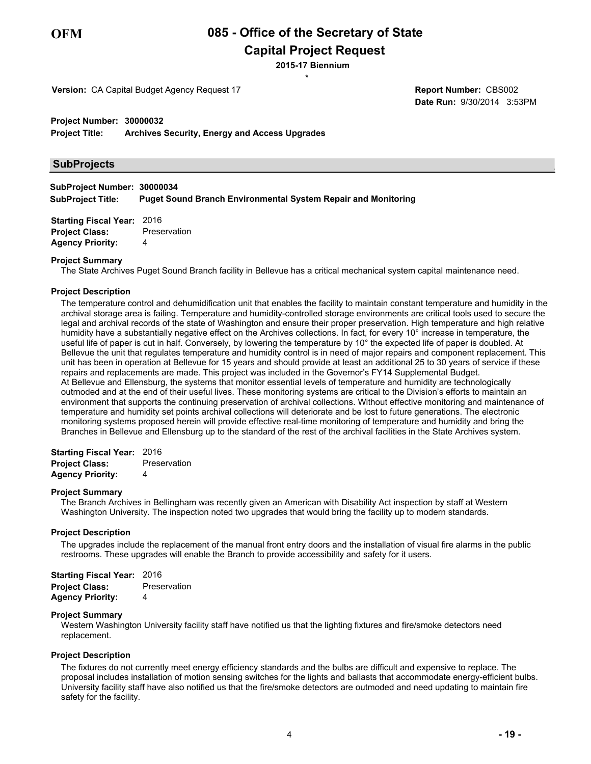OFM

# 085 - Office of the Secretary of State

## Capital Project Request

**2015-17 Biennium**

\*

**Version:** CA Capital Budget Agency Request 17

**Report Number:** CBS002
**Date Run:** 9/30/2014 3:53PM

**Project Number:** 30000032
**Project Title:** Archives Security, Energy and Access Upgrades

## SubProjects

**SubProject Number:** 30000034
**SubProject Title:** Puget Sound Branch Environmental System Repair and Monitoring

**Starting Fiscal Year:** 2016
**Project Class:** Preservation
**Agency Priority:** 4

**Project Summary**

The State Archives Puget Sound Branch facility in Bellevue has a critical mechanical system capital maintenance need.

**Project Description**

The temperature control and dehumidification unit that enables the facility to maintain constant temperature and humidity in the archival storage area is failing. Temperature and humidity-controlled storage environments are critical tools used to secure the legal and archival records of the state of Washington and ensure their proper preservation. High temperature and high relative humidity have a substantially negative effect on the Archives collections. In fact, for every 10° increase in temperature, the useful life of paper is cut in half. Conversely, by lowering the temperature by 10° the expected life of paper is doubled. At Bellevue the unit that regulates temperature and humidity control is in need of major repairs and component replacement. This unit has been in operation at Bellevue for 15 years and should provide at least an additional 25 to 30 years of service if these repairs and replacements are made. This project was included in the Governor's FY14 Supplemental Budget.
At Bellevue and Ellensburg, the systems that monitor essential levels of temperature and humidity are technologically outmoded and at the end of their useful lives. These monitoring systems are critical to the Division's efforts to maintain an environment that supports the continuing preservation of archival collections. Without effective monitoring and maintenance of temperature and humidity set points archival collections will deteriorate and be lost to future generations. The electronic monitoring systems proposed herein will provide effective real-time monitoring of temperature and humidity and bring the Branches in Bellevue and Ellensburg up to the standard of the rest of the archival facilities in the State Archives system.

**Starting Fiscal Year:** 2016
**Project Class:** Preservation
**Agency Priority:** 4

**Project Summary**

The Branch Archives in Bellingham was recently given an American with Disability Act inspection by staff at Western Washington University. The inspection noted two upgrades that would bring the facility up to modern standards.

**Project Description**

The upgrades include the replacement of the manual front entry doors and the installation of visual fire alarms in the public restrooms. These upgrades will enable the Branch to provide accessibility and safety for it users.

**Starting Fiscal Year:** 2016
**Project Class:** Preservation
**Agency Priority:** 4

**Project Summary**

Western Washington University facility staff have notified us that the lighting fixtures and fire/smoke detectors need replacement.

**Project Description**

The fixtures do not currently meet energy efficiency standards and the bulbs are difficult and expensive to replace. The proposal includes installation of motion sensing switches for the lights and ballasts that accommodate energy-efficient bulbs. University facility staff have also notified us that the fire/smoke detectors are outmoded and need updating to maintain fire safety for the facility.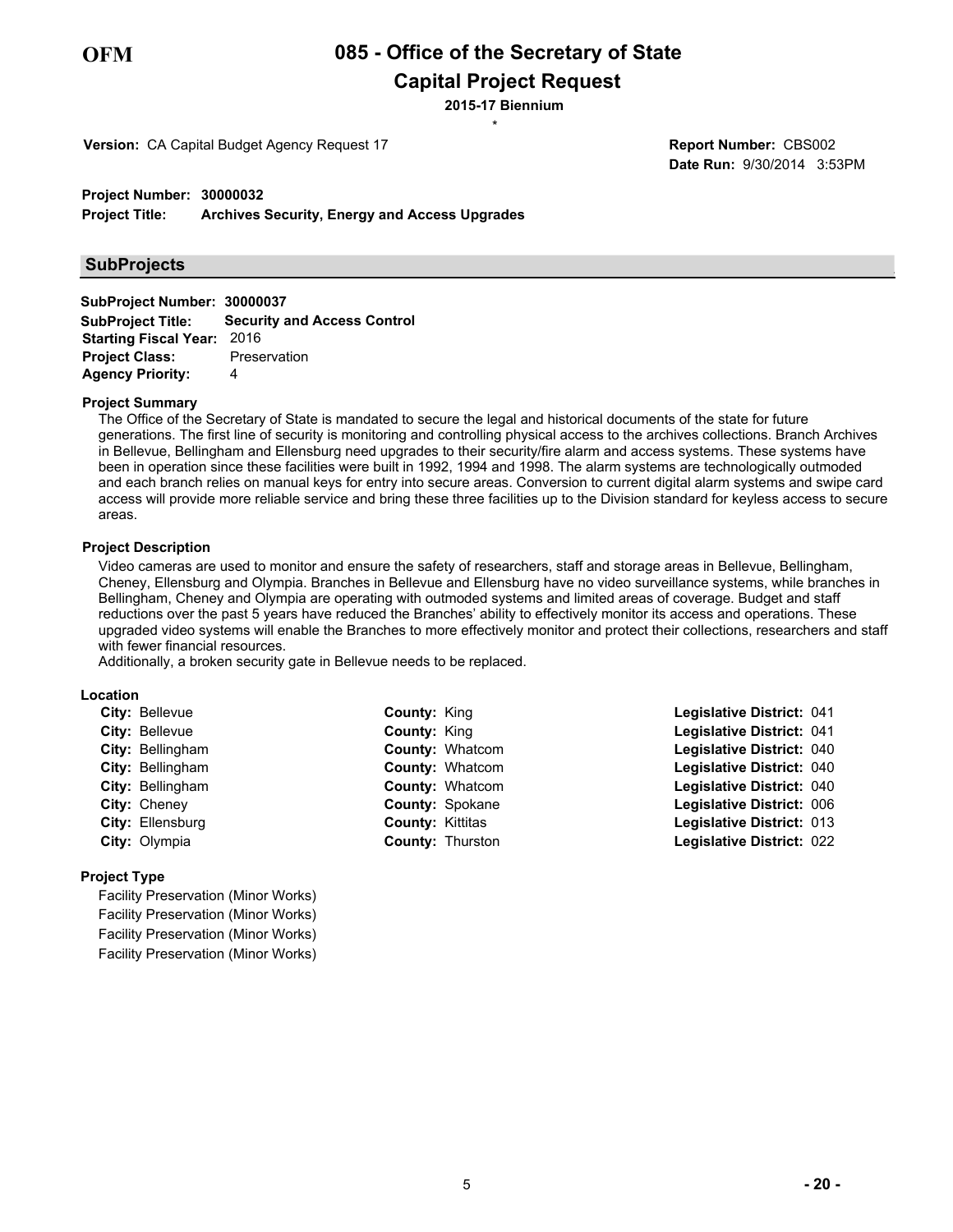**OFM**

# 085 - Office of the Secretary of State

## Capital Project Request

**2015-17 Biennium**

\*

**Version:** CA Capital Budget Agency Request 17

**Report Number:** CBS002

**Date Run:** 9/30/2014 3:53PM

**Project Number:** 30000032

**Project Title:** Archives Security, Energy and Access Upgrades

## SubProjects

**SubProject Number:** 30000037

**SubProject Title:** Security and Access Control

**Starting Fiscal Year:** 2016

**Project Class:** Preservation

**Agency Priority:** 4

### Project Summary

The Office of the Secretary of State is mandated to secure the legal and historical documents of the state for future generations. The first line of security is monitoring and controlling physical access to the archives collections. Branch Archives in Bellevue, Bellingham and Ellensburg need upgrades to their security/fire alarm and access systems. These systems have been in operation since these facilities were built in 1992, 1994 and 1998. The alarm systems are technologically outmoded and each branch relies on manual keys for entry into secure areas. Conversion to current digital alarm systems and swipe card access will provide more reliable service and bring these three facilities up to the Division standard for keyless access to secure areas.

### Project Description

Video cameras are used to monitor and ensure the safety of researchers, staff and storage areas in Bellevue, Bellingham, Cheney, Ellensburg and Olympia. Branches in Bellevue and Ellensburg have no video surveillance systems, while branches in Bellingham, Cheney and Olympia are operating with outmoded systems and limited areas of coverage. Budget and staff reductions over the past 5 years have reduced the Branches' ability to effectively monitor its access and operations. These upgraded video systems will enable the Branches to more effectively monitor and protect their collections, researchers and staff with fewer financial resources.

Additionally, a broken security gate in Bellevue needs to be replaced.

### Location

| City | County | Legislative District |
|---|---|---|
| Bellevue | King | 041 |
| Bellevue | King | 041 |
| Bellingham | Whatcom | 040 |
| Bellingham | Whatcom | 040 |
| Bellingham | Whatcom | 040 |
| Cheney | Spokane | 006 |
| Ellensburg | Kittitas | 013 |
| Olympia | Thurston | 022 |

### Project Type

Facility Preservation (Minor Works)

Facility Preservation (Minor Works)

Facility Preservation (Minor Works)

Facility Preservation (Minor Works)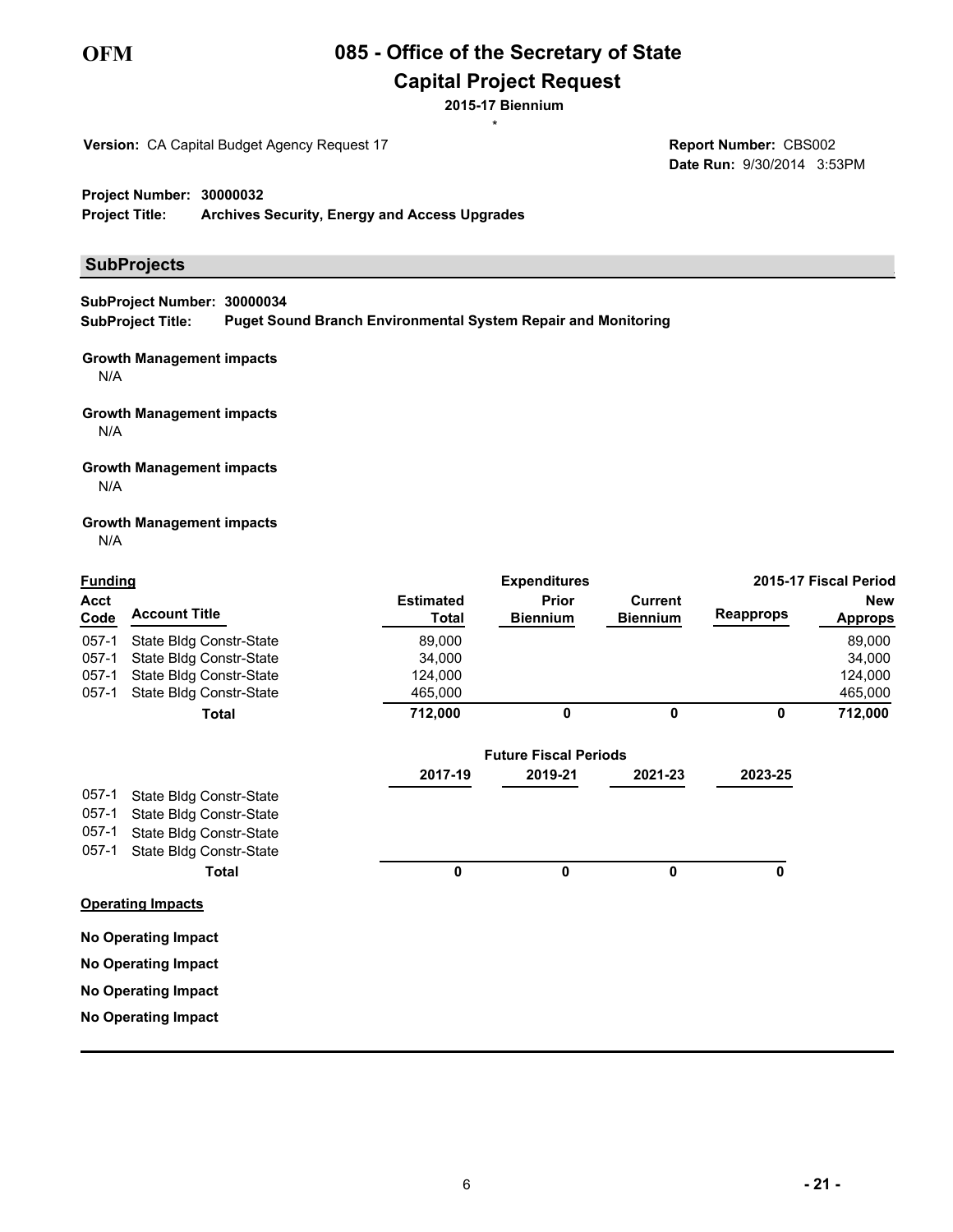**OFM**

# 085 - Office of the Secretary of State
## Capital Project Request

**2015-17 Biennium**

\*

**Version:** CA Capital Budget Agency Request 17

**Report Number:** CBS002
**Date Run:** 9/30/2014 3:53PM

**Project Number:** 30000032
**Project Title:** Archives Security, Energy and Access Upgrades

## SubProjects

**SubProject Number:** 30000034
**SubProject Title:** Puget Sound Branch Environmental System Repair and Monitoring

**Growth Management impacts**

N/A

**Growth Management impacts**

N/A

**Growth Management impacts**

N/A

**Growth Management impacts**

N/A

| **Funding** | | | **Expenditures** | | 2015-17 Fiscal Period | |
|---|---|---|---|---|---|---|
| Acct Code | Account Title | Estimated Total | Prior Biennium | Current Biennium | Reapprops | New Approps |
| 057-1 | State Bldg Constr-State | 89,000 | | | | 89,000 |
| 057-1 | State Bldg Constr-State | 34,000 | | | | 34,000 |
| 057-1 | State Bldg Constr-State | 124,000 | | | | 124,000 |
| 057-1 | State Bldg Constr-State | 465,000 | | | | 465,000 |
| | **Total** | **712,000** | **0** | **0** | **0** | **712,000** |

| | | **Future Fiscal Periods** | | | |
|---|---|---|---|---|---|
| | | 2017-19 | 2019-21 | 2021-23 | 2023-25 |
| 057-1 | State Bldg Constr-State | | | | |
| 057-1 | State Bldg Constr-State | | | | |
| 057-1 | State Bldg Constr-State | | | | |
| 057-1 | State Bldg Constr-State | | | | |
| | **Total** | **0** | **0** | **0** | **0** |

**Operating Impacts**

**No Operating Impact**

**No Operating Impact**

**No Operating Impact**

**No Operating Impact**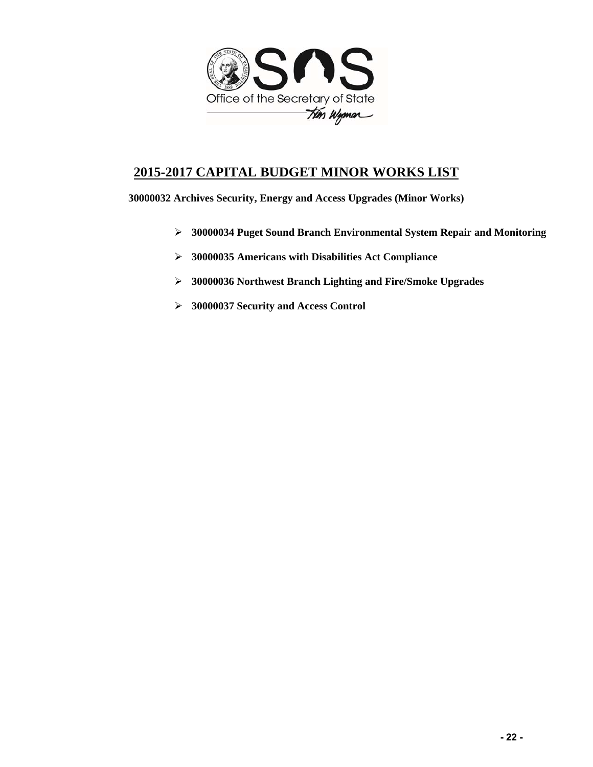## 2015-2017 CAPITAL BUDGET MINOR WORKS LIST

**30000032 Archives Security, Energy and Access Upgrades (Minor Works)**

- **30000034 Puget Sound Branch Environmental System Repair and Monitoring**
- **30000035 Americans with Disabilities Act Compliance**
- **30000036 Northwest Branch Lighting and Fire/Smoke Upgrades**
- **30000037 Security and Access Control**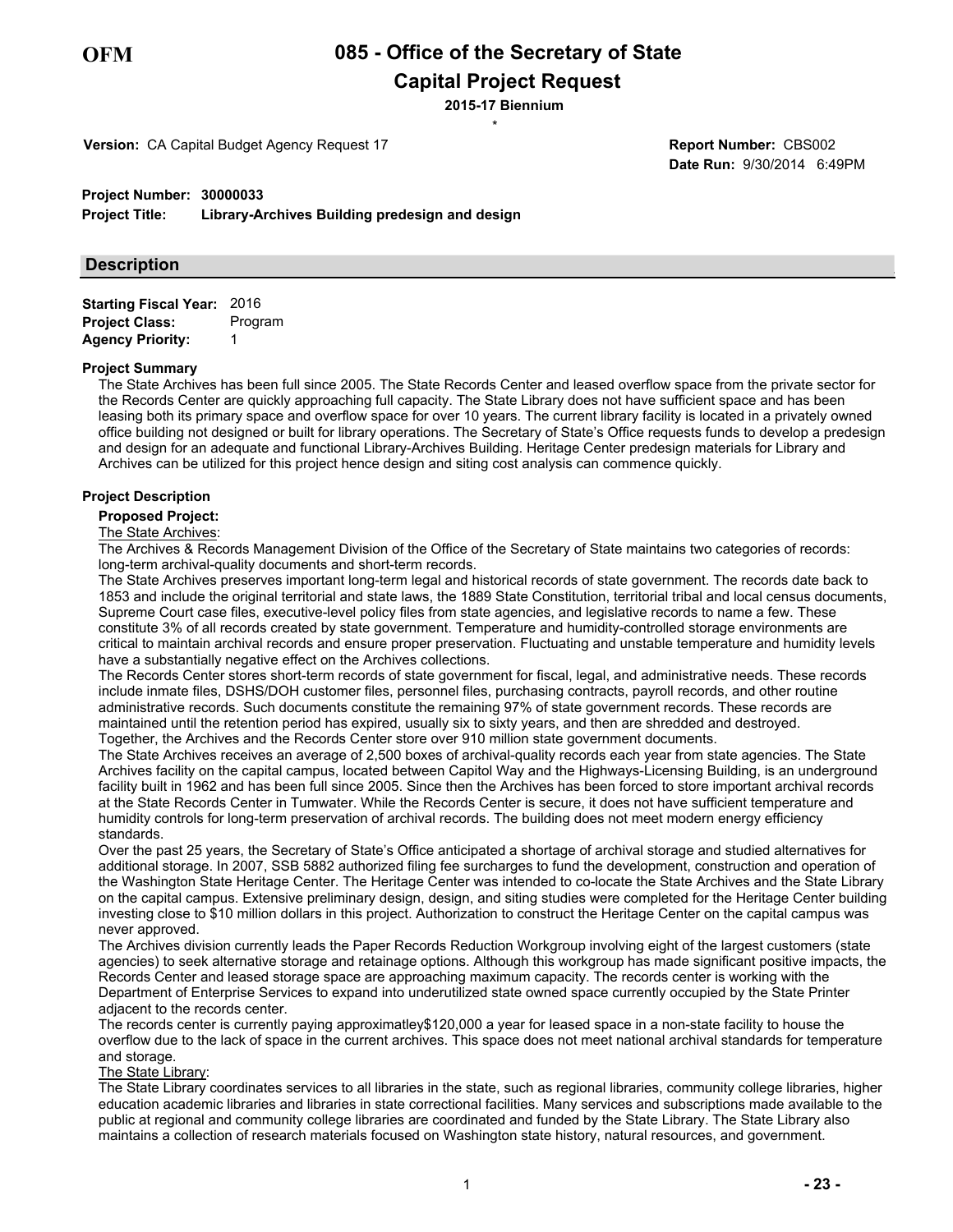# 085 - Office of the Secretary of State

## Capital Project Request

**2015-17 Biennium**

\*

**Version:** CA Capital Budget Agency Request 17

**Report Number:** CBS002

**Date Run:** 9/30/2014 6:49PM

**Project Number:** 30000033

**Project Title:** Library-Archives Building predesign and design

## Description

**Starting Fiscal Year:** 2016

**Project Class:** Program

**Agency Priority:** 1

### Project Summary

The State Archives has been full since 2005. The State Records Center and leased overflow space from the private sector for the Records Center are quickly approaching full capacity. The State Library does not have sufficient space and has been leasing both its primary space and overflow space for over 10 years. The current library facility is located in a privately owned office building not designed or built for library operations. The Secretary of State's Office requests funds to develop a predesign and design for an adequate and functional Library-Archives Building. Heritage Center predesign materials for Library and Archives can be utilized for this project hence design and siting cost analysis can commence quickly.

### Project Description

**Proposed Project:**

The State Archives:

The Archives & Records Management Division of the Office of the Secretary of State maintains two categories of records: long-term archival-quality documents and short-term records.

The State Archives preserves important long-term legal and historical records of state government. The records date back to 1853 and include the original territorial and state laws, the 1889 State Constitution, territorial tribal and local census documents, Supreme Court case files, executive-level policy files from state agencies, and legislative records to name a few. These constitute 3% of all records created by state government. Temperature and humidity-controlled storage environments are critical to maintain archival records and ensure proper preservation. Fluctuating and unstable temperature and humidity levels have a substantially negative effect on the Archives collections.

The Records Center stores short-term records of state government for fiscal, legal, and administrative needs. These records include inmate files, DSHS/DOH customer files, personnel files, purchasing contracts, payroll records, and other routine administrative records. Such documents constitute the remaining 97% of state government records. These records are maintained until the retention period has expired, usually six to sixty years, and then are shredded and destroyed.

Together, the Archives and the Records Center store over 910 million state government documents.

The State Archives receives an average of 2,500 boxes of archival-quality records each year from state agencies. The State Archives facility on the capital campus, located between Capitol Way and the Highways-Licensing Building, is an underground facility built in 1962 and has been full since 2005. Since then the Archives has been forced to store important archival records at the State Records Center in Tumwater. While the Records Center is secure, it does not have sufficient temperature and humidity controls for long-term preservation of archival records. The building does not meet modern energy efficiency standards.

Over the past 25 years, the Secretary of State's Office anticipated a shortage of archival storage and studied alternatives for additional storage. In 2007, SSB 5882 authorized filing fee surcharges to fund the development, construction and operation of the Washington State Heritage Center. The Heritage Center was intended to co-locate the State Archives and the State Library on the capital campus. Extensive preliminary design, design, and siting studies were completed for the Heritage Center building investing close to $10 million dollars in this project. Authorization to construct the Heritage Center on the capital campus was never approved.

The Archives division currently leads the Paper Records Reduction Workgroup involving eight of the largest customers (state agencies) to seek alternative storage and retainage options. Although this workgroup has made significant positive impacts, the Records Center and leased storage space are approaching maximum capacity. The records center is working with the Department of Enterprise Services to expand into underutilized state owned space currently occupied by the State Printer adjacent to the records center.

The records center is currently paying approximatley$120,000 a year for leased space in a non-state facility to house the overflow due to the lack of space in the current archives. This space does not meet national archival standards for temperature and storage.

The State Library:

The State Library coordinates services to all libraries in the state, such as regional libraries, community college libraries, higher education academic libraries and libraries in state correctional facilities. Many services and subscriptions made available to the public at regional and community college libraries are coordinated and funded by the State Library. The State Library also maintains a collection of research materials focused on Washington state history, natural resources, and government.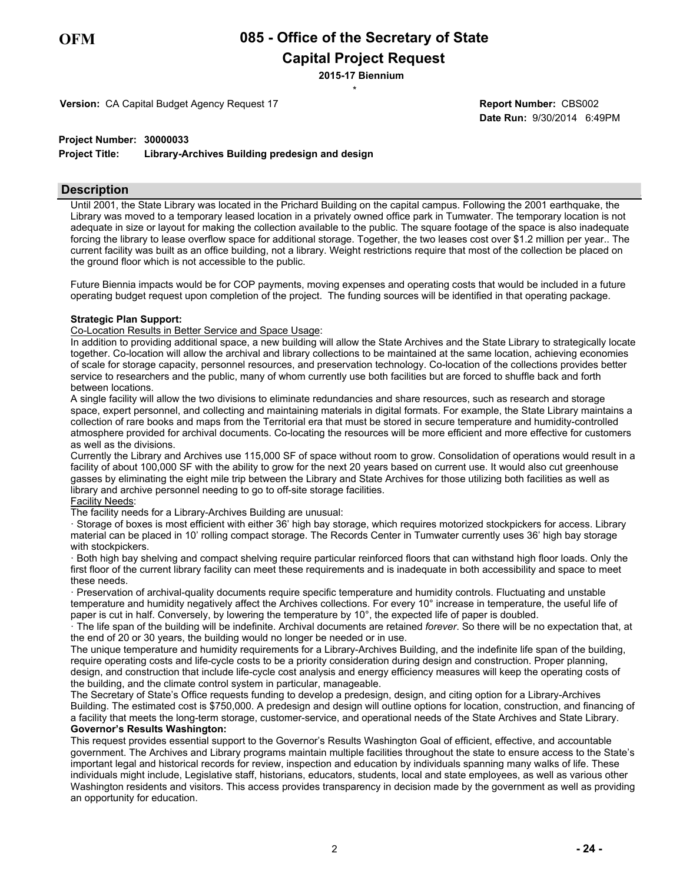**OFM**

# 085 - Office of the Secretary of State

## Capital Project Request

**2015-17 Biennium**

*

**Version:** CA Capital Budget Agency Request 17

**Report Number:** CBS002

**Date Run:** 9/30/2014 6:49PM

**Project Number:** 30000033

**Project Title:** Library-Archives Building predesign and design

### Description

Until 2001, the State Library was located in the Prichard Building on the capital campus. Following the 2001 earthquake, the Library was moved to a temporary leased location in a privately owned office park in Tumwater. The temporary location is not adequate in size or layout for making the collection available to the public. The square footage of the space is also inadequate forcing the library to lease overflow space for additional storage. Together, the two leases cost over $1.2 million per year.. The current facility was built as an office building, not a library. Weight restrictions require that most of the collection be placed on the ground floor which is not accessible to the public.

Future Biennia impacts would be for COP payments, moving expenses and operating costs that would be included in a future operating budget request upon completion of the project. The funding sources will be identified in that operating package.

**Strategic Plan Support:**

Co-Location Results in Better Service and Space Usage:

In addition to providing additional space, a new building will allow the State Archives and the State Library to strategically locate together. Co-location will allow the archival and library collections to be maintained at the same location, achieving economies of scale for storage capacity, personnel resources, and preservation technology. Co-location of the collections provides better service to researchers and the public, many of whom currently use both facilities but are forced to shuffle back and forth between locations.

A single facility will allow the two divisions to eliminate redundancies and share resources, such as research and storage space, expert personnel, and collecting and maintaining materials in digital formats. For example, the State Library maintains a collection of rare books and maps from the Territorial era that must be stored in secure temperature and humidity-controlled atmosphere provided for archival documents. Co-locating the resources will be more efficient and more effective for customers as well as the divisions.

Currently the Library and Archives use 115,000 SF of space without room to grow. Consolidation of operations would result in a facility of about 100,000 SF with the ability to grow for the next 20 years based on current use. It would also cut greenhouse gasses by eliminating the eight mile trip between the Library and State Archives for those utilizing both facilities as well as library and archive personnel needing to go to off-site storage facilities.

Facility Needs:

The facility needs for a Library-Archives Building are unusual:

· Storage of boxes is most efficient with either 36' high bay storage, which requires motorized stockpickers for access. Library material can be placed in 10' rolling compact storage. The Records Center in Tumwater currently uses 36' high bay storage with stockpickers.

· Both high bay shelving and compact shelving require particular reinforced floors that can withstand high floor loads. Only the first floor of the current library facility can meet these requirements and is inadequate in both accessibility and space to meet these needs.

· Preservation of archival-quality documents require specific temperature and humidity controls. Fluctuating and unstable temperature and humidity negatively affect the Archives collections. For every 10° increase in temperature, the useful life of paper is cut in half. Conversely, by lowering the temperature by 10°, the expected life of paper is doubled.

· The life span of the building will be indefinite. Archival documents are retained *forever*. So there will be no expectation that, at the end of 20 or 30 years, the building would no longer be needed or in use.

The unique temperature and humidity requirements for a Library-Archives Building, and the indefinite life span of the building, require operating costs and life-cycle costs to be a priority consideration during design and construction. Proper planning, design, and construction that include life-cycle cost analysis and energy efficiency measures will keep the operating costs of the building, and the climate control system in particular, manageable.

The Secretary of State's Office requests funding to develop a predesign, design, and citing option for a Library-Archives Building. The estimated cost is $750,000. A predesign and design will outline options for location, construction, and financing of a facility that meets the long-term storage, customer-service, and operational needs of the State Archives and State Library.

**Governor's Results Washington:**

This request provides essential support to the Governor's Results Washington Goal of efficient, effective, and accountable government. The Archives and Library programs maintain multiple facilities throughout the state to ensure access to the State's important legal and historical records for review, inspection and education by individuals spanning many walks of life. These individuals might include, Legislative staff, historians, educators, students, local and state employees, as well as various other Washington residents and visitors. This access provides transparency in decision made by the government as well as providing an opportunity for education.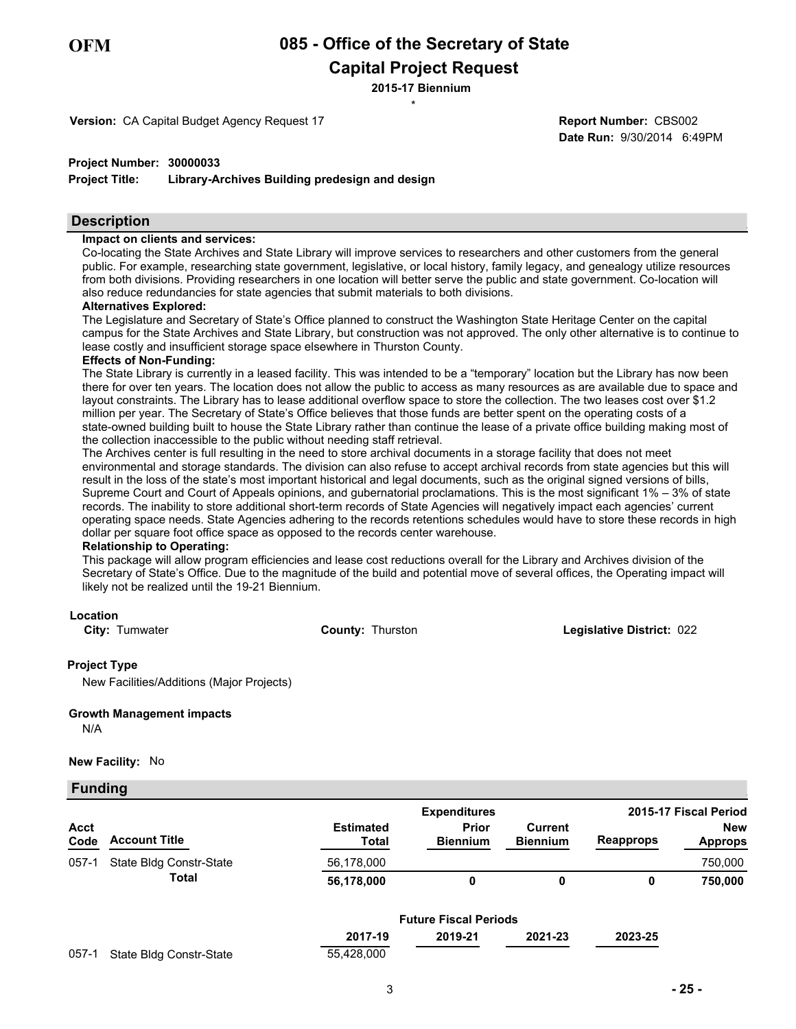**OFM**

# 085 - Office of the Secretary of State

## Capital Project Request

**2015-17 Biennium**

\*

**Version:** CA Capital Budget Agency Request 17

**Report Number:** CBS002
**Date Run:** 9/30/2014 6:49PM

**Project Number:** 30000033
**Project Title:** Library-Archives Building predesign and design

## Description

**Impact on clients and services:**

Co-locating the State Archives and State Library will improve services to researchers and other customers from the general public. For example, researching state government, legislative, or local history, family legacy, and genealogy utilize resources from both divisions. Providing researchers in one location will better serve the public and state government. Co-location will also reduce redundancies for state agencies that submit materials to both divisions.

**Alternatives Explored:**

The Legislature and Secretary of State's Office planned to construct the Washington State Heritage Center on the capital campus for the State Archives and State Library, but construction was not approved. The only other alternative is to continue to lease costly and insufficient storage space elsewhere in Thurston County.

**Effects of Non-Funding:**

The State Library is currently in a leased facility. This was intended to be a "temporary" location but the Library has now been there for over ten years. The location does not allow the public to access as many resources as are available due to space and layout constraints. The Library has to lease additional overflow space to store the collection. The two leases cost over $1.2 million per year. The Secretary of State's Office believes that those funds are better spent on the operating costs of a state-owned building built to house the State Library rather than continue the lease of a private office building making most of the collection inaccessible to the public without needing staff retrieval.

The Archives center is full resulting in the need to store archival documents in a storage facility that does not meet environmental and storage standards. The division can also refuse to accept archival records from state agencies but this will result in the loss of the state's most important historical and legal documents, such as the original signed versions of bills, Supreme Court and Court of Appeals opinions, and gubernatorial proclamations. This is the most significant 1% – 3% of state records. The inability to store additional short-term records of State Agencies will negatively impact each agencies' current operating space needs. State Agencies adhering to the records retentions schedules would have to store these records in high dollar per square foot office space as opposed to the records center warehouse.

**Relationship to Operating:**

This package will allow program efficiencies and lease cost reductions overall for the Library and Archives division of the Secretary of State's Office. Due to the magnitude of the build and potential move of several offices, the Operating impact will likely not be realized until the 19-21 Biennium.

**Location**

**City:** Tumwater **County:** Thurston **Legislative District:** 022

**Project Type**

New Facilities/Additions (Major Projects)

**Growth Management impacts**

N/A

**New Facility:** No

## Funding

| | | | Expenditures | | 2015-17 Fiscal Period | |
|---|---|---|---|---|---|---|
| **Acct Code** | **Account Title** | **Estimated Total** | **Prior Biennium** | **Current Biennium** | **Reapprops** | **New Approps** |
| 057-1 | State Bldg Constr-State | 56,178,000 | | | | 750,000 |
| | **Total** | **56,178,000** | **0** | **0** | **0** | **750,000** |

| | | Future Fiscal Periods | | | |
|---|---|---|---|---|---|
| | | **2017-19** | **2019-21** | **2021-23** | **2023-25** |
| 057-1 | State Bldg Constr-State | 55,428,000 | | | |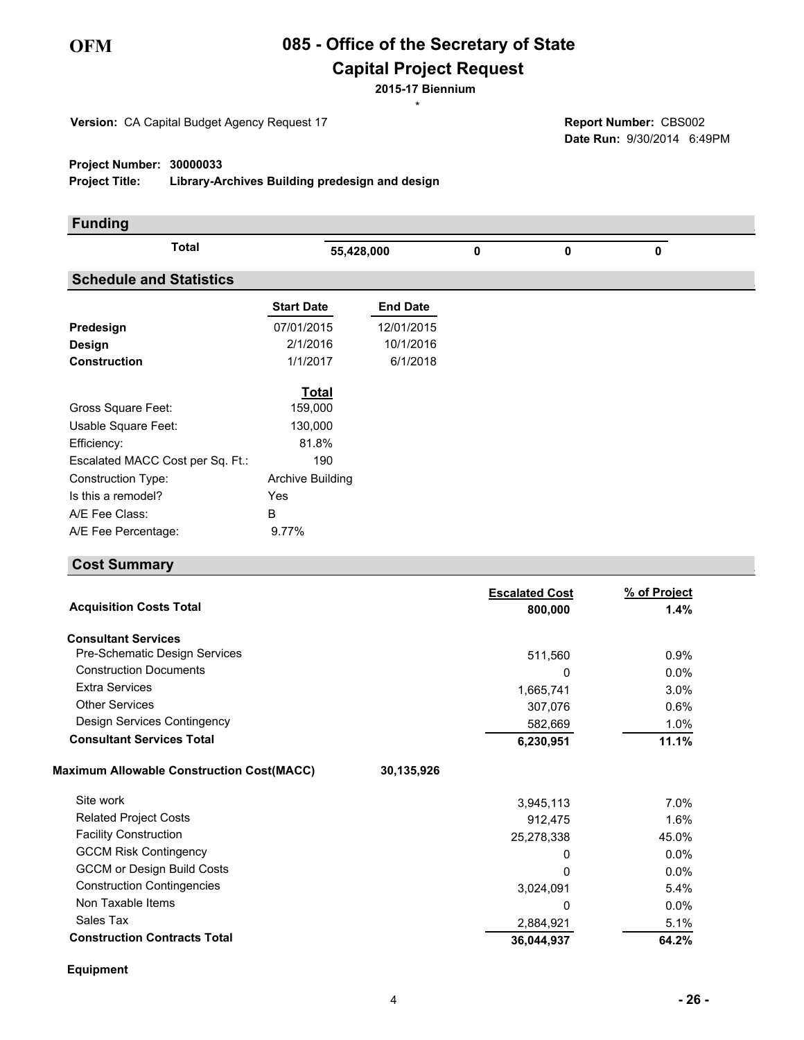OFM

# 085 - Office of the Secretary of State

## Capital Project Request

**2015-17 Biennium**

\*

**Version:** CA Capital Budget Agency Request 17

**Report Number:** CBS002
**Date Run:** 9/30/2014 6:49PM

**Project Number:** 30000033
**Project Title:** Library-Archives Building predesign and design

### Funding

| | | | | |
|---|---|---|---|---|
| **Total** | **55,428,000** | **0** | **0** | **0** |

### Schedule and Statistics

| | Start Date | End Date |
|---|---|---|
| **Predesign** | 07/01/2015 | 12/01/2015 |
| **Design** | 2/1/2016 | 10/1/2016 |
| **Construction** | 1/1/2017 | 6/1/2018 |

| | Total |
|---|---|
| Gross Square Feet: | 159,000 |
| Usable Square Feet: | 130,000 |
| Efficiency: | 81.8% |
| Escalated MACC Cost per Sq. Ft.: | 190 |
| Construction Type: | Archive Building |
| Is this a remodel? | Yes |
| A/E Fee Class: | B |
| A/E Fee Percentage: | 9.77% |

### Cost Summary

| | | Escalated Cost | % of Project |
|---|---|---|---|
| **Acquisition Costs Total** | | **800,000** | **1.4%** |
| **Consultant Services** | | | |
| Pre-Schematic Design Services | | 511,560 | 0.9% |
| Construction Documents | | 0 | 0.0% |
| Extra Services | | 1,665,741 | 3.0% |
| Other Services | | 307,076 | 0.6% |
| Design Services Contingency | | 582,669 | 1.0% |
| **Consultant Services Total** | | **6,230,951** | **11.1%** |
| **Maximum Allowable Construction Cost(MACC)** | 30,135,926 | | |
| Site work | | 3,945,113 | 7.0% |
| Related Project Costs | | 912,475 | 1.6% |
| Facility Construction | | 25,278,338 | 45.0% |
| GCCM Risk Contingency | | 0 | 0.0% |
| GCCM or Design Build Costs | | 0 | 0.0% |
| Construction Contingencies | | 3,024,091 | 5.4% |
| Non Taxable Items | | 0 | 0.0% |
| Sales Tax | | 2,884,921 | 5.1% |
| **Construction Contracts Total** | | **36,044,937** | **64.2%** |

**Equipment**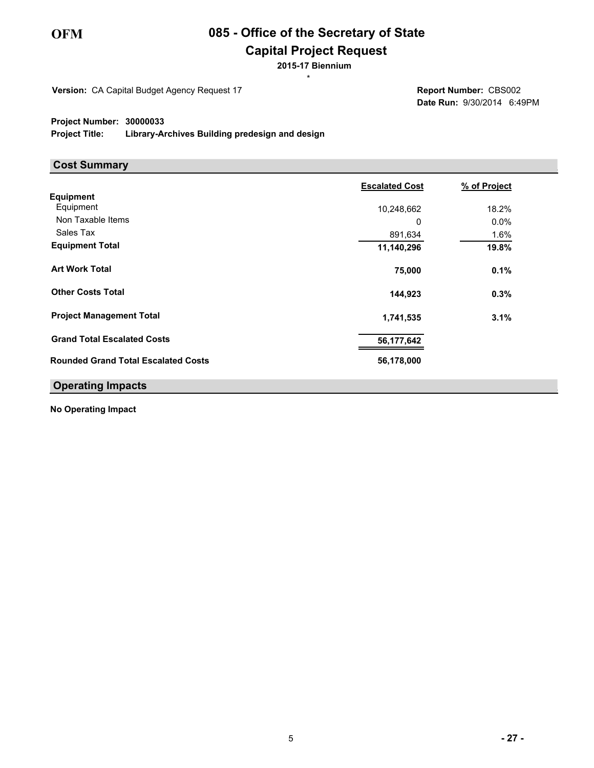OFM

# 085 - Office of the Secretary of State

## Capital Project Request

**2015-17 Biennium**

\*

**Version:** CA Capital Budget Agency Request 17

**Report Number:** CBS002
**Date Run:** 9/30/2014 6:49PM

**Project Number:** 30000033
**Project Title:** Library-Archives Building predesign and design

### Cost Summary

| | Escalated Cost | % of Project |
|---|---|---|
| **Equipment** | | |
| Equipment | 10,248,662 | 18.2% |
| Non Taxable Items | 0 | 0.0% |
| Sales Tax | 891,634 | 1.6% |
| **Equipment Total** | **11,140,296** | **19.8%** |
| **Art Work Total** | **75,000** | **0.1%** |
| **Other Costs Total** | **144,923** | **0.3%** |
| **Project Management Total** | **1,741,535** | **3.1%** |
| **Grand Total Escalated Costs** | **56,177,642** | |
| **Rounded Grand Total Escalated Costs** | **56,178,000** | |

### Operating Impacts

**No Operating Impact**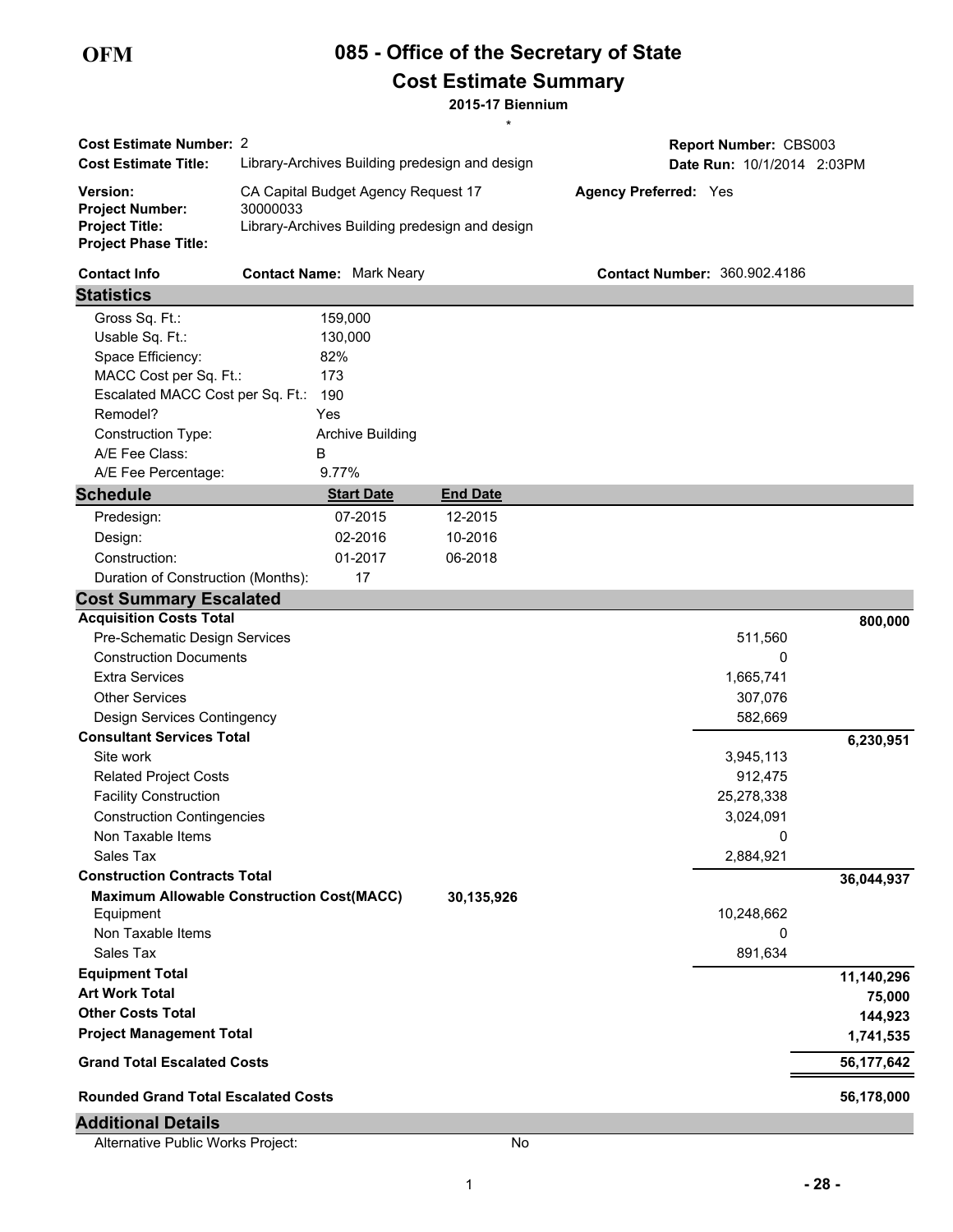**OFM**

# 085 - Office of the Secretary of State

## Cost Estimate Summary

**2015-17 Biennium**

*

| | | | |
|---|---|---|---|
| **Cost Estimate Number:** | 2 | **Report Number:** | CBS003 |
| **Cost Estimate Title:** | Library-Archives Building predesign and design | **Date Run:** | 10/1/2014 2:03PM |
| **Version:** | CA Capital Budget Agency Request 17 | **Agency Preferred:** | Yes |
| **Project Number:** | 30000033 | | |
| **Project Title:** | Library-Archives Building predesign and design | | |
| **Project Phase Title:** | | | |

**Contact Info** **Contact Name:** Mark Neary **Contact Number:** 360.902.4186

### Statistics

| | |
|---|---|
| Gross Sq. Ft.: | 159,000 |
| Usable Sq. Ft.: | 130,000 |
| Space Efficiency: | 82% |
| MACC Cost per Sq. Ft.: | 173 |
| Escalated MACC Cost per Sq. Ft.: | 190 |
| Remodel? | Yes |
| Construction Type: | Archive Building |
| A/E Fee Class: | B |
| A/E Fee Percentage: | 9.77% |

### Schedule

| | Start Date | End Date |
|---|---|---|
| Predesign: | 07-2015 | 12-2015 |
| Design: | 02-2016 | 10-2016 |
| Construction: | 01-2017 | 06-2018 |
| Duration of Construction (Months): | 17 | |

### Cost Summary Escalated

| | | |
|---|---|---|
| **Acquisition Costs Total** | | **800,000** |
| Pre-Schematic Design Services | 511,560 | |
| Construction Documents | 0 | |
| Extra Services | 1,665,741 | |
| Other Services | 307,076 | |
| Design Services Contingency | 582,669 | |
| **Consultant Services Total** | | **6,230,951** |
| Site work | 3,945,113 | |
| Related Project Costs | 912,475 | |
| Facility Construction | 25,278,338 | |
| Construction Contingencies | 3,024,091 | |
| Non Taxable Items | 0 | |
| Sales Tax | 2,884,921 | |
| **Construction Contracts Total** | | **36,044,937** |
| **Maximum Allowable Construction Cost(MACC)** **30,135,926** | | |
| Equipment | 10,248,662 | |
| Non Taxable Items | 0 | |
| Sales Tax | 891,634 | |
| **Equipment Total** | | **11,140,296** |
| **Art Work Total** | | **75,000** |
| **Other Costs Total** | | **144,923** |
| **Project Management Total** | | **1,741,535** |
| **Grand Total Escalated Costs** | | **56,177,642** |
| **Rounded Grand Total Escalated Costs** | | **56,178,000** |

### Additional Details

| | |
|---|---|
| Alternative Public Works Project: | No |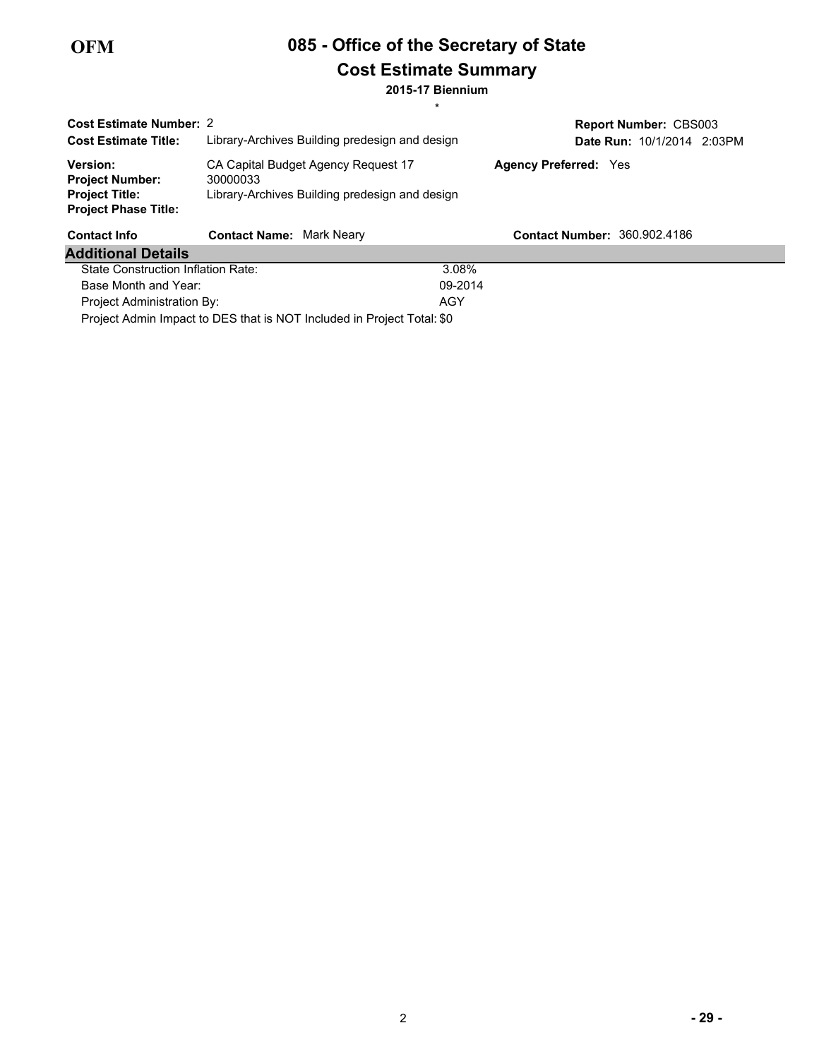OFM

# 085 - Office of the Secretary of State

## Cost Estimate Summary

**2015-17 Biennium**

\*

**Cost Estimate Number:** 2
**Cost Estimate Title:** Library-Archives Building predesign and design

**Report Number:** CBS003
**Date Run:** 10/1/2014 2:03PM

**Version:** CA Capital Budget Agency Request 17
**Project Number:** 30000033
**Project Title:** Library-Archives Building predesign and design
**Project Phase Title:**

**Agency Preferred:** Yes

**Contact Info** **Contact Name:** Mark Neary **Contact Number:** 360.902.4186

### Additional Details

| | |
|---|---|
| State Construction Inflation Rate: | 3.08% |
| Base Month and Year: | 09-2014 |
| Project Administration By: | AGY |
| Project Admin Impact to DES that is NOT Included in Project Total: | $0 |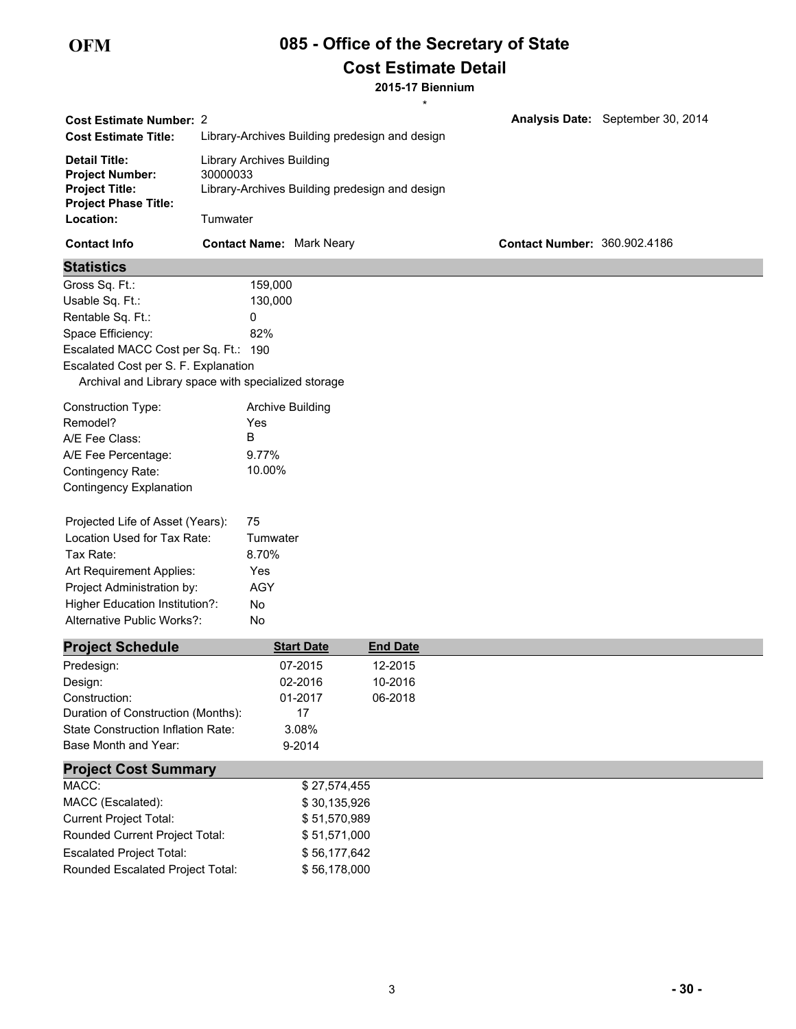OFM

# 085 - Office of the Secretary of State

## Cost Estimate Detail

**2015-17 Biennium**

\*

**Cost Estimate Number:** 2

**Analysis Date:** September 30, 2014

**Cost Estimate Title:** Library-Archives Building predesign and design

**Detail Title:** Library Archives Building

**Project Number:** 30000033

**Project Title:** Library-Archives Building predesign and design

**Project Phase Title:**

**Location:** Tumwater

**Contact Info** **Contact Name:** Mark Neary **Contact Number:** 360.902.4186

### Statistics

| | |
|---|---|
| Gross Sq. Ft.: | 159,000 |
| Usable Sq. Ft.: | 130,000 |
| Rentable Sq. Ft.: | 0 |
| Space Efficiency: | 82% |
| Escalated MACC Cost per Sq. Ft.: | 190 |

Escalated Cost per S. F. Explanation

Archival and Library space with specialized storage

| | |
|---|---|
| Construction Type: | Archive Building |
| Remodel? | Yes |
| A/E Fee Class: | B |
| A/E Fee Percentage: | 9.77% |
| Contingency Rate: | 10.00% |

Contingency Explanation

| | |
|---|---|
| Projected Life of Asset (Years): | 75 |
| Location Used for Tax Rate: | Tumwater |
| Tax Rate: | 8.70% |
| Art Requirement Applies: | Yes |
| Project Administration by: | AGY |
| Higher Education Institution?: | No |
| Alternative Public Works?: | No |

### Project Schedule

| | Start Date | End Date |
|---|---|---|
| Predesign: | 07-2015 | 12-2015 |
| Design: | 02-2016 | 10-2016 |
| Construction: | 01-2017 | 06-2018 |
| Duration of Construction (Months): | 17 | |
| State Construction Inflation Rate: | 3.08% | |
| Base Month and Year: | 9-2014 | |

### Project Cost Summary

| | |
|---|---|
| MACC: | $ 27,574,455 |
| MACC (Escalated): | $ 30,135,926 |
| Current Project Total: | $ 51,570,989 |
| Rounded Current Project Total: | $ 51,571,000 |
| Escalated Project Total: | $ 56,177,642 |
| Rounded Escalated Project Total: | $ 56,178,000 |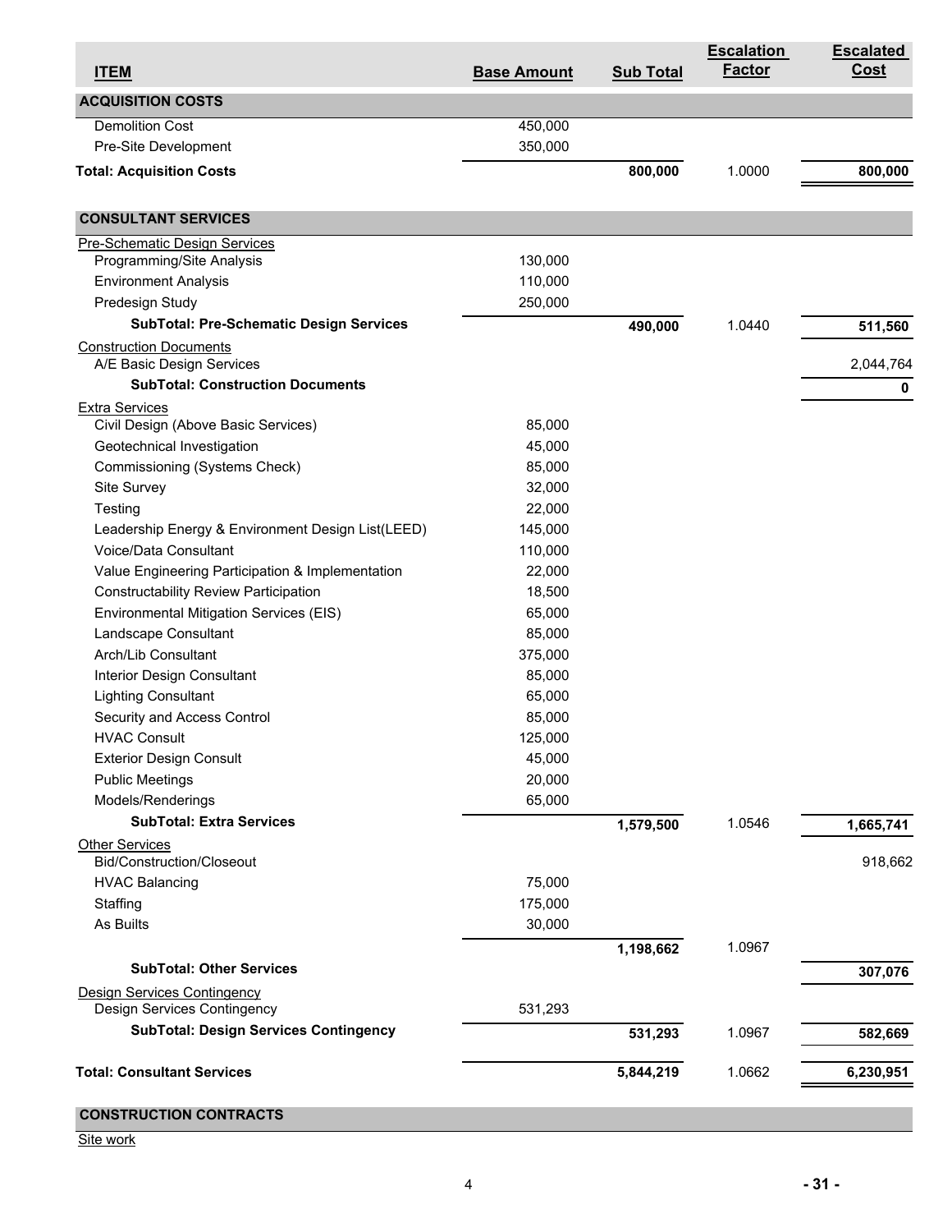| ITEM | Base Amount | Sub Total | Escalation Factor | Escalated Cost |
|---|---|---|---|---|
| **ACQUISITION COSTS** | | | | |
| Demolition Cost | 450,000 | | | |
| Pre-Site Development | 350,000 | | | |
| **Total: Acquisition Costs** | | **800,000** | 1.0000 | **800,000** |
| | | | | |
| **CONSULTANT SERVICES** | | | | |
| Pre-Schematic Design Services | | | | |
| Programming/Site Analysis | 130,000 | | | |
| Environment Analysis | 110,000 | | | |
| Predesign Study | 250,000 | | | |
| **SubTotal: Pre-Schematic Design Services** | | **490,000** | 1.0440 | **511,560** |
| Construction Documents | | | | |
| A/E Basic Design Services | | | | 2,044,764 |
| **SubTotal: Construction Documents** | | | | **0** |
| Extra Services | | | | |
| Civil Design (Above Basic Services) | 85,000 | | | |
| Geotechnical Investigation | 45,000 | | | |
| Commissioning (Systems Check) | 85,000 | | | |
| Site Survey | 32,000 | | | |
| Testing | 22,000 | | | |
| Leadership Energy & Environment Design List(LEED) | 145,000 | | | |
| Voice/Data Consultant | 110,000 | | | |
| Value Engineering Participation & Implementation | 22,000 | | | |
| Constructability Review Participation | 18,500 | | | |
| Environmental Mitigation Services (EIS) | 65,000 | | | |
| Landscape Consultant | 85,000 | | | |
| Arch/Lib Consultant | 375,000 | | | |
| Interior Design Consultant | 85,000 | | | |
| Lighting Consultant | 65,000 | | | |
| Security and Access Control | 85,000 | | | |
| HVAC Consult | 125,000 | | | |
| Exterior Design Consult | 45,000 | | | |
| Public Meetings | 20,000 | | | |
| Models/Renderings | 65,000 | | | |
| **SubTotal: Extra Services** | | **1,579,500** | 1.0546 | **1,665,741** |
| Other Services | | | | |
| Bid/Construction/Closeout | | | | 918,662 |
| HVAC Balancing | 75,000 | | | |
| Staffing | 175,000 | | | |
| As Builts | 30,000 | | | |
| | | **1,198,662** | 1.0967 | |
| **SubTotal: Other Services** | | | | **307,076** |
| Design Services Contingency | | | | |
| Design Services Contingency | 531,293 | | | |
| **SubTotal: Design Services Contingency** | | **531,293** | 1.0967 | **582,669** |
| **Total: Consultant Services** | | **5,844,219** | 1.0662 | **6,230,951** |
| | | | | |
| **CONSTRUCTION CONTRACTS** | | | | |
| Site work | | | | |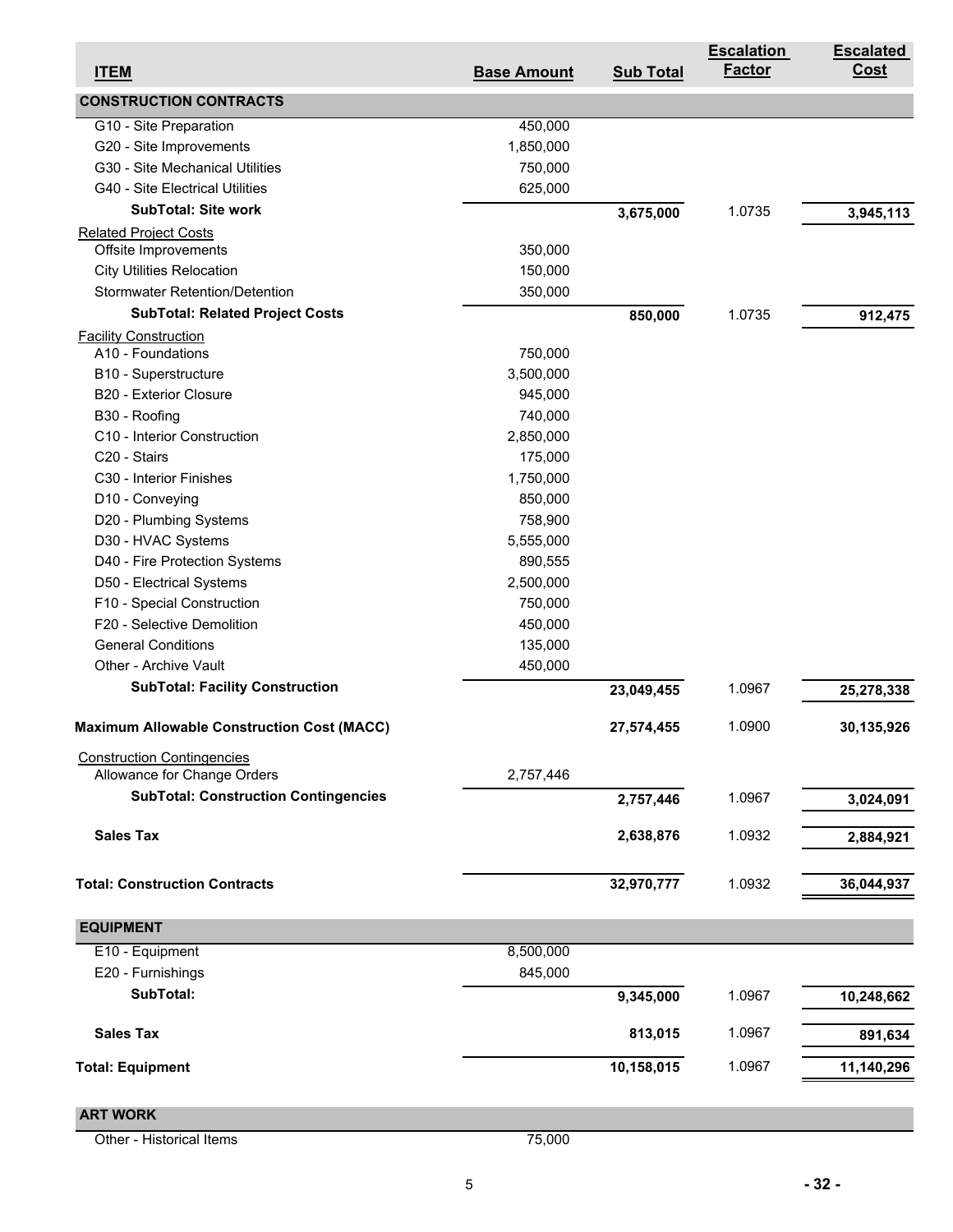| ITEM | Base Amount | Sub Total | Escalation Factor | Escalated Cost |
|---|---|---|---|---|
| **CONSTRUCTION CONTRACTS** | | | | |
| G10 - Site Preparation | 450,000 | | | |
| G20 - Site Improvements | 1,850,000 | | | |
| G30 - Site Mechanical Utilities | 750,000 | | | |
| G40 - Site Electrical Utilities | 625,000 | | | |
| **SubTotal: Site work** | | **3,675,000** | 1.0735 | **3,945,113** |
| Related Project Costs | | | | |
| Offsite Improvements | 350,000 | | | |
| City Utilities Relocation | 150,000 | | | |
| Stormwater Retention/Detention | 350,000 | | | |
| **SubTotal: Related Project Costs** | | **850,000** | 1.0735 | **912,475** |
| Facility Construction | | | | |
| A10 - Foundations | 750,000 | | | |
| B10 - Superstructure | 3,500,000 | | | |
| B20 - Exterior Closure | 945,000 | | | |
| B30 - Roofing | 740,000 | | | |
| C10 - Interior Construction | 2,850,000 | | | |
| C20 - Stairs | 175,000 | | | |
| C30 - Interior Finishes | 1,750,000 | | | |
| D10 - Conveying | 850,000 | | | |
| D20 - Plumbing Systems | 758,900 | | | |
| D30 - HVAC Systems | 5,555,000 | | | |
| D40 - Fire Protection Systems | 890,555 | | | |
| D50 - Electrical Systems | 2,500,000 | | | |
| F10 - Special Construction | 750,000 | | | |
| F20 - Selective Demolition | 450,000 | | | |
| General Conditions | 135,000 | | | |
| Other - Archive Vault | 450,000 | | | |
| **SubTotal: Facility Construction** | | **23,049,455** | 1.0967 | **25,278,338** |
| **Maximum Allowable Construction Cost (MACC)** | | **27,574,455** | 1.0900 | **30,135,926** |
| Construction Contingencies | | | | |
| Allowance for Change Orders | 2,757,446 | | | |
| **SubTotal: Construction Contingencies** | | **2,757,446** | 1.0967 | **3,024,091** |
| **Sales Tax** | | **2,638,876** | 1.0932 | **2,884,921** |
| **Total: Construction Contracts** | | **32,970,777** | 1.0932 | **36,044,937** |
| **EQUIPMENT** | | | | |
| E10 - Equipment | 8,500,000 | | | |
| E20 - Furnishings | 845,000 | | | |
| **SubTotal:** | | **9,345,000** | 1.0967 | **10,248,662** |
| **Sales Tax** | | **813,015** | 1.0967 | **891,634** |
| **Total: Equipment** | | **10,158,015** | 1.0967 | **11,140,296** |
| **ART WORK** | | | | |
| Other - Historical Items | 75,000 | | | |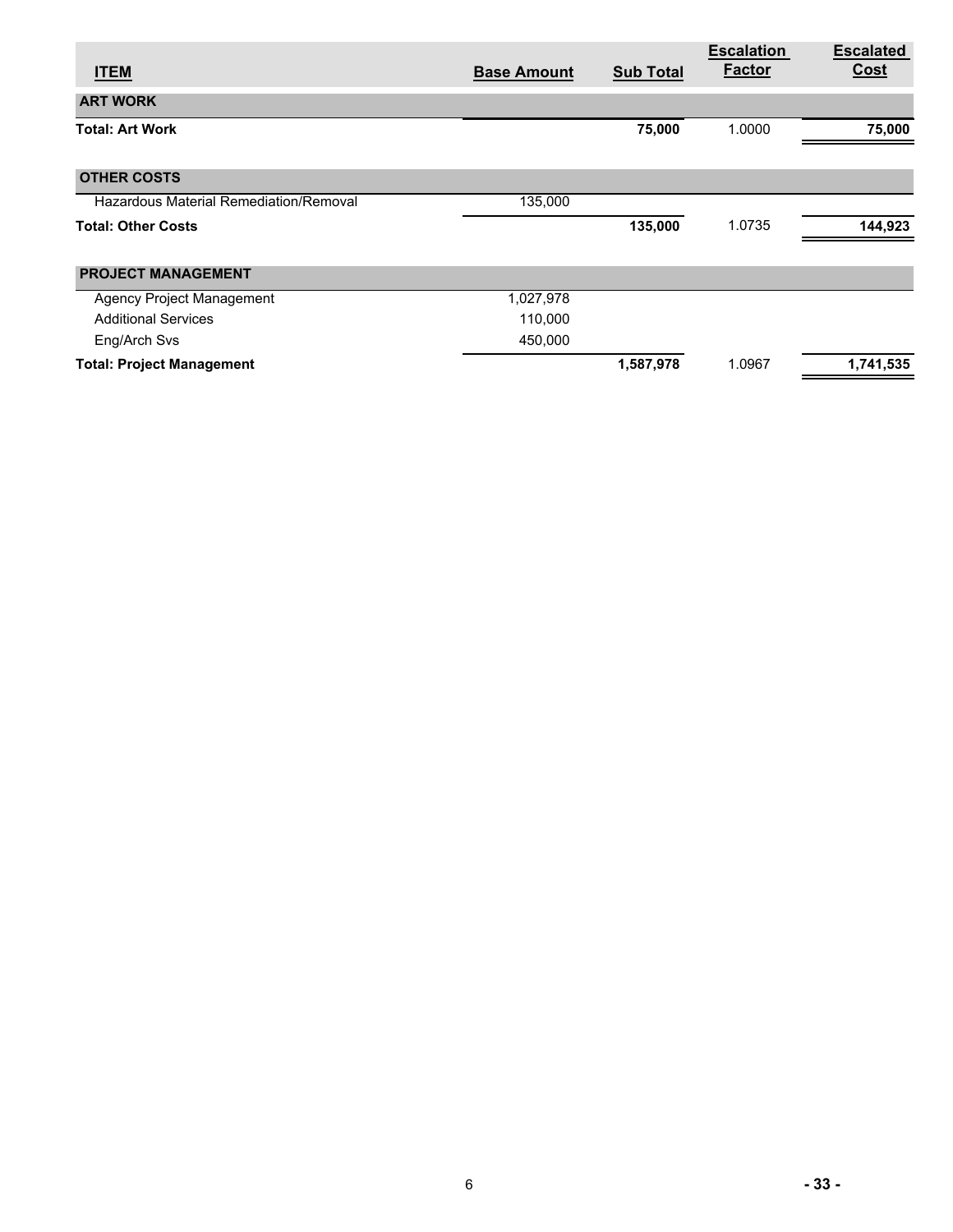| ITEM | Base Amount | Sub Total | Escalation Factor | Escalated Cost |
|---|---|---|---|---|
| **ART WORK** | | | | |
| **Total: Art Work** | | **75,000** | 1.0000 | **75,000** |
| **OTHER COSTS** | | | | |
| Hazardous Material Remediation/Removal | 135,000 | | | |
| **Total: Other Costs** | | **135,000** | 1.0735 | **144,923** |
| **PROJECT MANAGEMENT** | | | | |
| Agency Project Management | 1,027,978 | | | |
| Additional Services | 110,000 | | | |
| Eng/Arch Svs | 450,000 | | | |
| **Total: Project Management** | | **1,587,978** | 1.0967 | **1,741,535** |